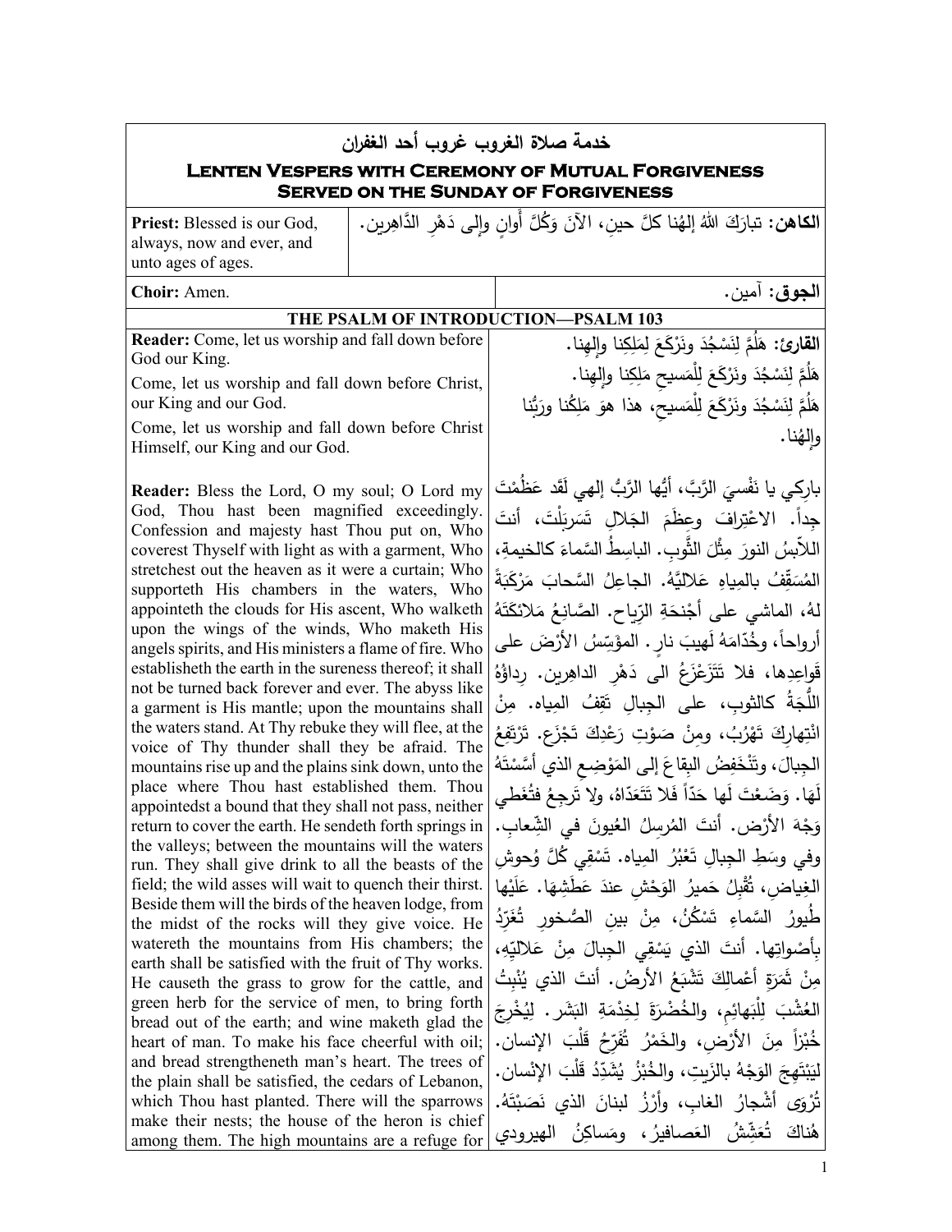# خدمة صلاة الغروب غروب أحد الغفران

## Lenten Vespers with Ceremony of Mutual Forgiveness Served on the Sunday of Forgiveness

| | |
|---|---|
| **Priest:** Blessed is our God, always, now and ever, and unto ages of ages. | **الكاهن:** تبارَكَ اللهُ إلهُنا كلَّ حينٍ، الآنَ وَكُلَّ أوانٍ وإلى دَهْرِ الدَّاهِرين. |
| **Choir:** Amen. | **الجوق:** آمين. |

### THE PSALM OF INTRODUCTION—PSALM 103

| | |
|---|---|
| **Reader:** Come, let us worship and fall down before God our King.<br>Come, let us worship and fall down before Christ, our King and our God.<br>Come, let us worship and fall down before Christ Himself, our King and our God. | **القارئ:** هَلُمَّ لِنَسْجُدَ ونَرْكَعَ لِمَلِكِنا وإلهِنا.<br>هَلُمَّ لِنَسْجُدَ ونَرْكَعَ لِلْمَسيحِ مَلِكِنا وإلهِنا.<br>هَلُمَّ لِنَسْجُدَ ونَرْكَعَ لِلْمَسيحِ، هذا هوَ مَلِكُنا ورَبُّنا وإلهُنا. |
| **Reader:** Bless the Lord, O my soul; O Lord my God, Thou hast been magnified exceedingly. Confession and majesty hast Thou put on, Who coverest Thyself with light as with a garment, Who stretchest out the heaven as it were a curtain; Who supporteth His chambers in the waters, Who appointeth the clouds for His ascent, Who walketh upon the wings of the winds, Who maketh His angels spirits, and His ministers a flame of fire. Who establisheth the earth in the sureness thereof; it shall not be turned back forever and ever. The abyss like a garment is His mantle; upon the mountains shall the waters stand. At Thy rebuke they will flee, at the voice of Thy thunder shall they be afraid. The mountains rise up and the plains sink down, unto the place where Thou hast established them. Thou appointedst a bound that they shall not pass, neither return to cover the earth. He sendeth forth springs in the valleys; between the mountains will the waters run. They shall give drink to all the beasts of the field; the wild asses will wait to quench their thirst. Beside them will the birds of the heaven lodge, from the midst of the rocks will they give voice. He watereth the mountains from His chambers; the earth shall be satisfied with the fruit of Thy works. He causeth the grass to grow for the cattle, and green herb for the service of men, to bring forth bread out of the earth; and wine maketh glad the heart of man. To make his face cheerful with oil; and bread strengtheneth man's heart. The trees of the plain shall be satisfied, the cedars of Lebanon, which Thou hast planted. There will the sparrows make their nests; the house of the heron is chief among them. The high mountains are a refuge for | بارِكي يا نَفْسيَ الرَّبَّ، أيُّها الرَّبُّ إلهي لَقَد عَظُمْتَ جِداً. الاعْتِرافَ وعِظَمَ الجَلالِ تَسَربَلْتَ، أنتَ اللاّبِسُ النورَ مِثْلَ الثَّوبِ. الباسِطُ السَّماءَ كالخيمةِ، المُسَقِّفُ بالمِياهِ عَلاليَّهُ. الجاعِلُ السَّحابَ مَرْكَبَةً لهُ، الماشي على أجْنحَةِ الرِّياح. الصَّانِعُ مَلائكَتَهُ أرواحاً، وخُدّامَهُ لَهيبَ نارٍ. المؤَسِّسُ الأرْضَ على قَواعِدِها، فلا تَتَزَعْزَعُ الى دَهْرِ الداهِرين. رِداؤُهُ اللُّجَةُ كالثوبِ، على الجِبالِ تَقِفُ المِياه. مِنْ انْتِهارِكَ تَهْرُبُ، ومِنْ صَوْتِ رَعْدِكَ تَجْزَع. تَرْتَفِعُ الجِبالَ، وتَنْخَفِضُ البِقاعَ إلى المَوْضِعِ الذي أسَّسْتَهُ لَهَا. وَضَعْتَ لَها حَدّاً فَلا تَتَعَدّاهُ، ولا تَرجِعُ فتُغَطي وَجْهَ الأرْض. أنتَ المُرسِلُ العُيونَ في الشِّعابِ. وفي وسَطِ الجِبالِ تَعْبُرُ المِياه. تَسْقِي كُلَّ وُحوشِ الغِياضِ، تُقْبِلُ حَميرُ الوَحْشِ عندَ عَطَشِهَا. عَلَيْها طُيورُ السَّماءِ تَسْكُنُ، مِنْ بين الصُخورِ تُغَرِّدُ بِأصْواتِها. أنتَ الذي يَسْقِي الجِبالَ مِنْ عَلاليّهِ، مِنْ ثَمَرَةِ أعْمالِكَ تَشْبَعُ الأرضُ. أنتَ الذي يُنْبِتُ العُشْبَ لِلْبَهائِمِ، والخُضْرَةَ لِخِدْمَةِ البَشَر. لِيُخْرِجَ خُبْزاً مِنَ الأرْضِ، والخَمْرُ تُفَرِّحُ قَلْبَ الإنسان. لِيَبْتَهِجَ الوَجْهُ بالزَيتِ، والخُبْزُ يُشَدِّدُ قَلْبَ الإنْسان. تُرْوَى أشْجارُ الغابِ، وأرْزُ لبنانَ الذي نَصَبْتَهُ. هُناكَ تُعَشِّشُ العَصافيرُ، ومَساكِنُ الهيرودي |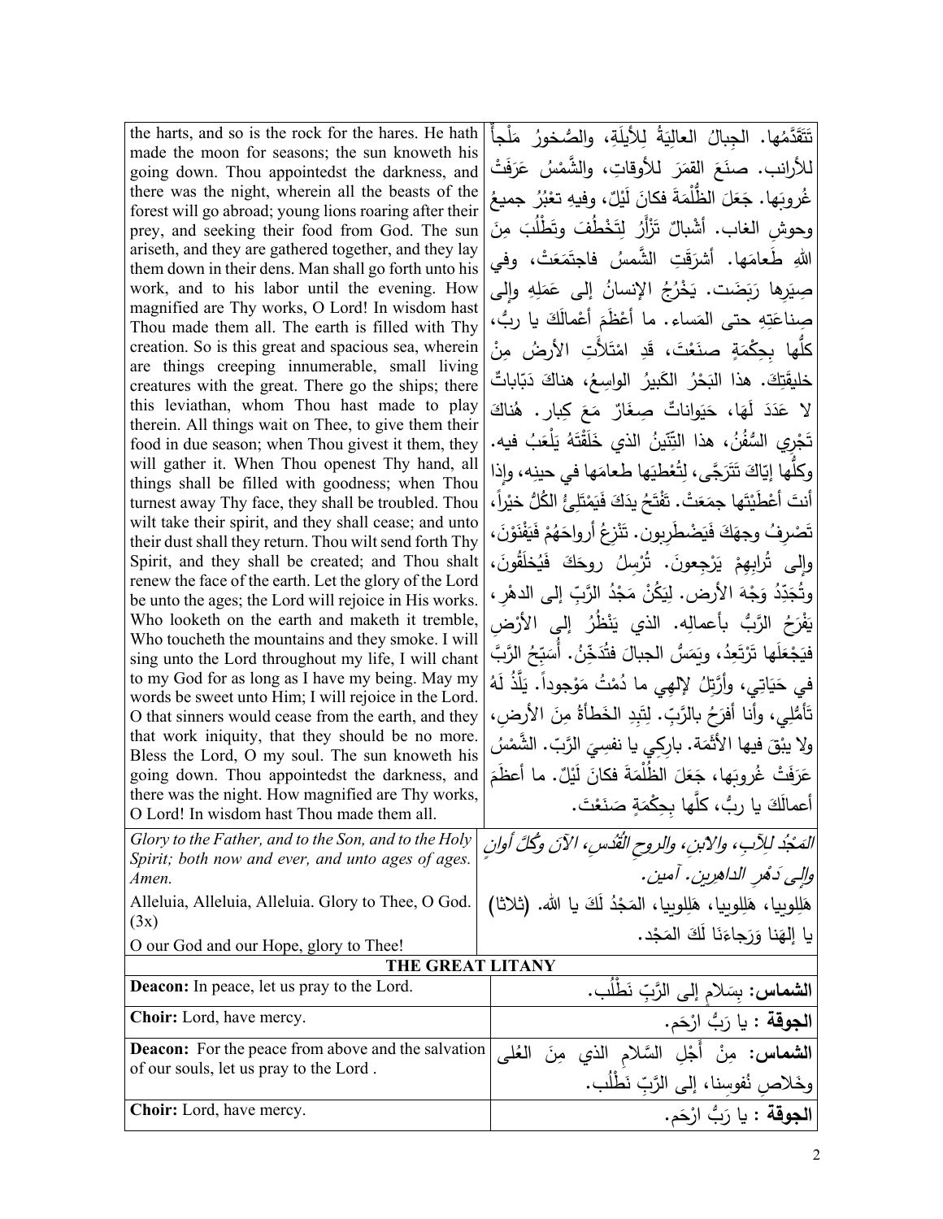| | |
|---|---|
| the harts, and so is the rock for the hares. He hath made the moon for seasons; the sun knoweth his going down. Thou appointedst the darkness, and there was the night, wherein all the beasts of the forest will go abroad; young lions roaring after their prey, and seeking their food from God. The sun ariseth, and they are gathered together, and they lay them down in their dens. Man shall go forth unto his work, and to his labor until the evening. How magnified are Thy works, O Lord! In wisdom hast Thou made them all. The earth is filled with Thy creation. So is this great and spacious sea, wherein are things creeping innumerable, small living creatures with the great. There go the ships; there this leviathan, whom Thou hast made to play therein. All things wait on Thee, to give them their food in due season; when Thou givest it them, they will gather it. When Thou openest Thy hand, all things shall be filled with goodness; when Thou turnest away Thy face, they shall be troubled. Thou wilt take their spirit, and they shall cease; and unto their dust shall they return. Thou wilt send forth Thy Spirit, and they shall be created; and Thou shalt renew the face of the earth. Let the glory of the Lord be unto the ages; the Lord will rejoice in His works. Who looketh on the earth and maketh it tremble, Who toucheth the mountains and they smoke. I will sing unto the Lord throughout my life, I will chant to my God for as long as I have my being. May my words be sweet unto Him; I will rejoice in the Lord. O that sinners would cease from the earth, and they that work iniquity, that they should be no more. Bless the Lord, O my soul. The sun knoweth his going down. Thou appointedst the darkness, and there was the night. How magnified are Thy works, O Lord! In wisdom hast Thou made them all. | تَتَقَدَّمُها. الجِبالُ العالِيَةُ لِلأَيلَةِ، والصُّخورُ مَلْجأٌ للأرانب. صنَعَ القمَرَ للأوقاتِ، والشَّمْسُ عَرَفَتْ غُروبَها. جَعَلَ الظُّلْمَةَ فكانَ لَيْلٌ، وفيهِ تعْبُرُ جميعُ وحوشِ الغاب. أشْبالٌ تَزْأَرُ لِتَخْطُفَ وتَطْلُبَ مِنَ اللهِ طَعامَها. أشرَقَتِ الشَّمسُ فاجتَمَعَتْ، وفي صِيَرِها رَبَضَت. يَخْرُجُ الإنسانُ إلى عَمَلِهِ وإلى صِناعَتِهِ حتى المَساء. ما أَعْظَمَ أَعْمالَكَ يا ربُّ، كلُّها بِحِكْمَةٍ صنَعْتَ، قَدِ امْتَلأَتِ الأرضُ مِنْ خليقَتِكَ. هذا البَحْرُ الكَبيرُ الواسِعُ، هناكَ دَبّاباتٌ لا عَدَدَ لَهَا، حَيَواناتٌ صِغَارٌ مَعَ كِبار. هُناكَ تَجْري السُّفُنُ، هذا التِّنِّينُ الذي خَلَقْتَهُ يَلْعَبُ فيه. وكلُّها إيّاكَ تَتَرَجَّى، لِتُعْطِيَها طعامَها في حينِه، وإذا أنتَ أَعْطَيْتَها جمَعَتْ. تَفْتَحُ يدَكَ فَيَمْتَلِئُ الكُلُّ خيْراً، تَصْرِفُ وجهَكَ فَيَضْطَرِبون. تَنْزِعُ أرواحَهُمْ فَيَفْنَوْنَ، وإلى تُرابِهِمْ يَرْجِعونَ. تُرْسِلُ روحَكَ فَيُخلَقُونَ، وتُجَدِّدُ وَجْهَ الأرض. لِيَكُنْ مَجْدُ الرَّبِّ إلى الدهْرِ، يَفْرَحُ الرَّبُّ بأعمالِه. الذي يَنْظُرُ إلى الأرْضِ فيَجْعَلَها تَرْتَعِدُ، ويَمَسُّ الجبالَ فتُدَخِّنُ. أُسَبِّحُ الرَّبَّ في حَيَاتي، وأُرَتِّلُ لإلهِي ما دُمْتُ مَوْجوداً. يَلَذُّ لَهُ تَأَمُّلي، وأنا أفرَحُ بالرَّبِّ. لِتَبِدِ الخَطأةُ مِنَ الأرضِ، ولا يبْقَ فيها الأثَمَة. بارِكي يا نفسِيَ الرَّبّ. الشَّمْسُ عَرَفَتْ غُروبَها، جَعَلَ الظُّلْمَةَ فكانَ لَيْلٌ. ما أعظَمَ أعمالَكَ يا ربُّ، كلَّها بِحِكْمَةٍ صَنَعْتَ. |
| *Glory to the Father, and to the Son, and to the Holy Spirit; both now and ever, and unto ages of ages. Amen.* | *المَجْدُ لِلآبِ، والابنِ، والروحِ القُدُسِ، الآنَ وكُلَّ أوانٍ وإلى دَهْرِ الداهِرين. آمين.* |
| Alleluia, Alleluia, Alleluia. Glory to Thee, O God. (3x) O our God and our Hope, glory to Thee! | هَلِلويا، هَلِلويا، هَلِلويا، المَجْدُ لَكَ يا الله. (ثلاثا) يا إلهَنا وَرَجاءَنا لَكَ المَجْد. |

## THE GREAT LITANY

| | |
|---|---|
| **Deacon:** In peace, let us pray to the Lord. | **الشماس:** بِسَلامٍ إلى الرَّبِّ نَطْلُب. |
| **Choir:** Lord, have mercy. | **الجوقة** : يا رَبُّ ارْحَم. |
| **Deacon:** For the peace from above and the salvation of our souls, let us pray to the Lord . | **الشماس:** مِنْ أَجْلِ السَّلامِ الذي مِنَ العُلى وخَلاصِ نُفوسِنا، إلى الرَّبِّ نَطْلُب. |
| **Choir:** Lord, have mercy. | **الجوقة** : يا رَبُّ ارْحَم. |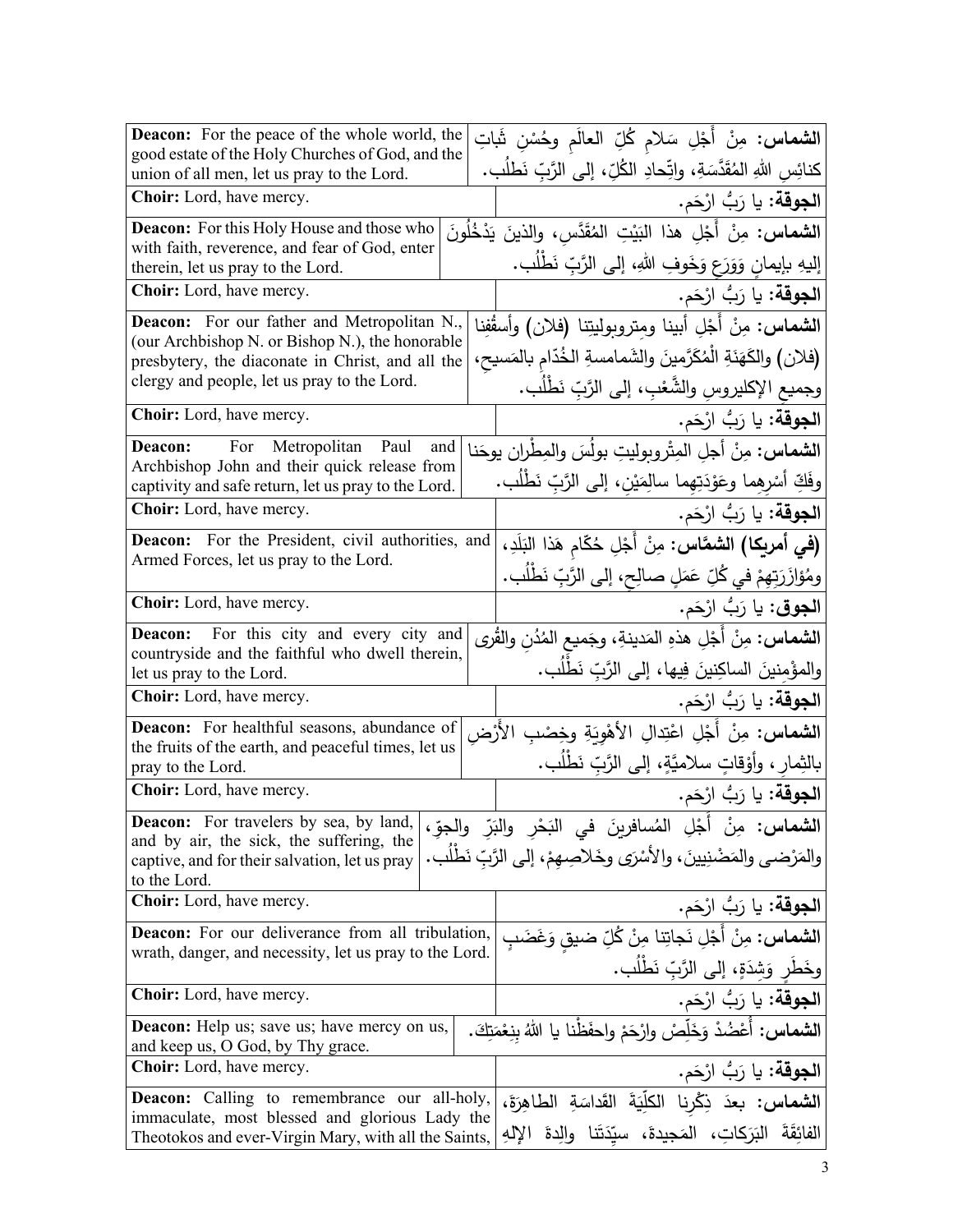| | |
|---|---|
| **Deacon:** For the peace of the whole world, the good estate of the Holy Churches of God, and the union of all men, let us pray to the Lord. | **الشماس:** مِنْ أَجْلِ سَلامِ كُلِّ العالَمِ وحُسْنِ ثَباتِ كنائِسِ اللهِ المُقَدَّسَةِ، واتِّحادِ الكُلِّ، إلى الرَّبِّ نَطْلُب. |
| **Choir:** Lord, have mercy. | **الجوقة:** يا رَبُّ ارْحَم. |
| **Deacon:** For this Holy House and those who with faith, reverence, and fear of God, enter therein, let us pray to the Lord. | **الشماس:** مِنْ أَجْلِ هذا البَيْتِ المُقَدَّسِ، والذينَ يَدْخُلُونَ إليهِ بإيمانٍ وَوَرَعٍ وَخَوفِ اللهِ، إلى الرَّبِّ نَطْلُب. |
| **Choir:** Lord, have mercy. | **الجوقة:** يا رَبُّ ارْحَم. |
| **Deacon:** For our father and Metropolitan N., (our Archbishop N. or Bishop N.), the honorable presbytery, the diaconate in Christ, and all the clergy and people, let us pray to the Lord. | **الشماس:** مِنْ أَجْلِ أبينا ومتروبوليتِنا (فلان) وأسقُفِنا (فلان) والكَهَنَةِ الْمُكَرَّمينَ والشَمامسةِ الخُدّامِ بالمَسيحِ، وجميعِ الإكليروسِ والشَّعْبِ، إلى الرَّبِّ نَطْلُب. |
| **Choir:** Lord, have mercy. | **الجوقة:** يا رَبُّ ارْحَم. |
| **Deacon:** For Metropolitan Paul and Archbishop John and their quick release from captivity and safe return, let us pray to the Lord. | **الشماس:** مِنْ أجلِ المِتْروبوليتِ بولُسَ والمِطْرانِ يوحَنا وفَكِّ أَسْرِهِما وعَوْدَتِهِما سالِمَيْنِ، إلى الرَّبِّ نَطْلُب. |
| **Choir:** Lord, have mercy. | **الجوقة:** يا رَبُّ ارْحَم. |
| **Deacon:** For the President, civil authorities, and Armed Forces, let us pray to the Lord. | **(في أمريكا) الشمَّاس:** مِنْ أَجْلِ حُكّامِ هَذا البَلَدِ، ومُؤازَرَتِهِمْ في كُلِّ عَمَلٍ صالِحٍ، إلى الرَّبِّ نَطْلُب. |
| **Choir:** Lord, have mercy. | **الجوق:** يا رَبُّ ارْحَم. |
| **Deacon:** For this city and every city and countryside and the faithful who dwell therein, let us pray to the Lord. | **الشماس:** مِنْ أَجْلِ هذهِ المَدينةِ، وجَميعِ المُدُنِ والقُرى والمؤْمِنينَ الساكِنينَ فِيها، إلى الرَّبِّ نَطْلُب. |
| **Choir:** Lord, have mercy. | **الجوقة:** يا رَبُّ ارْحَم. |
| **Deacon:** For healthful seasons, abundance of the fruits of the earth, and peaceful times, let us pray to the Lord. | **الشماس:** مِنْ أَجْلِ اعْتِدالِ الأهْوِيَةِ وخِصْبِ الأَرْضِ بالثِمارِ، وأوْقاتٍ سلاميَّةٍ، إلى الرَّبِّ نَطْلُب. |
| **Choir:** Lord, have mercy. | **الجوقة:** يا رَبُّ ارْحَم. |
| **Deacon:** For travelers by sea, by land, and by air, the sick, the suffering, the captive, and for their salvation, let us pray to the Lord. | **الشماس:** مِنْ أَجْلِ المُسافرينَ في البَحْرِ والبَرِّ والجوِّ، والمَرْضى والمَضْنِيينَ، والأسْرَى وخَلاصِهِمْ، إلى الرَّبِّ نَطْلُب. |
| **Choir:** Lord, have mercy. | **الجوقة:** يا رَبُّ ارْحَم. |
| **Deacon:** For our deliverance from all tribulation, wrath, danger, and necessity, let us pray to the Lord. | **الشماس:** مِنْ أَجْلِ نَجاتِنا مِنْ كُلِّ ضيقٍ وَغَضَبٍ وخَطَرٍ وَشِدَةٍ، إلى الرَّبِّ نَطْلُب. |
| **Choir:** Lord, have mercy. | **الجوقة:** يا رَبُّ ارْحَم. |
| **Deacon:** Help us; save us; have mercy on us, and keep us, O God, by Thy grace. | **الشماس:** أَعْضُدْ وَخَلِّصْ وارْحَمْ واحفَظْنا يا اللهُ بِنِعْمَتِكَ. |
| **Choir:** Lord, have mercy. | **الجوقة:** يا رَبُّ ارْحَم. |
| **Deacon:** Calling to remembrance our all-holy, immaculate, most blessed and glorious Lady the Theotokos and ever-Virgin Mary, with all the Saints, | **الشماس:** بعدَ ذِكْرِنا الكلِّيَةَ القَداسَةِ الطاهِرَةَ، الفائِقَةَ البَرَكاتِ، المَجيدةَ، سيِّدَتَنا والِدةَ الإلهِ |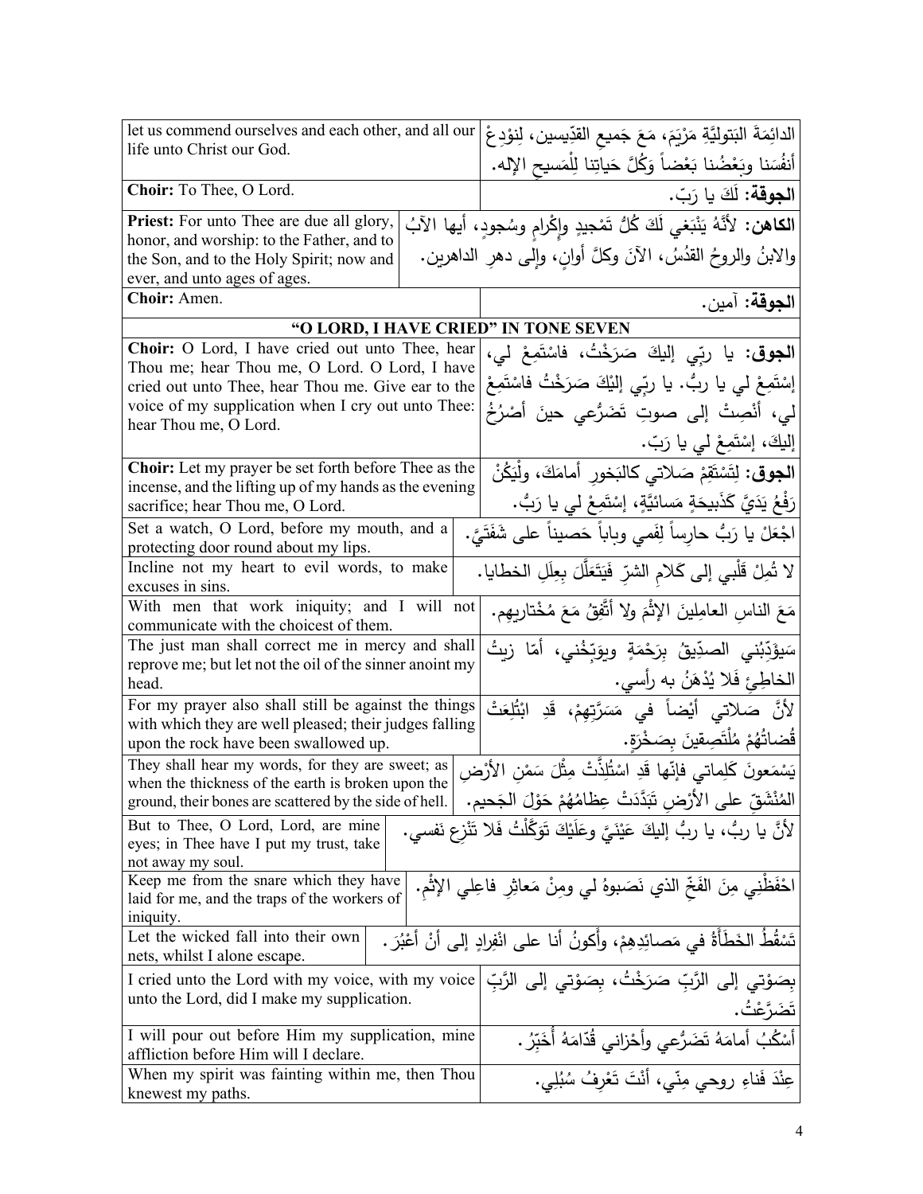| | |
|---|---|
| let us commend ourselves and each other, and all our life unto Christ our God. | الدائِمَةَ البَتولِيَّةِ مَرْيَمَ، مَعَ جَميعِ القدّيسين، لِنوْدِعْ أنفُسَنا وبَعْضُنا بَعْضاً وَكُلَّ حَياتِنا لِلْمَسيحِ الإله. |
| **Choir:** To Thee, O Lord. | **الجوقة:** لَكَ يا رَبّ. |
| **Priest:** For unto Thee are due all glory, honor, and worship: to the Father, and to the Son, and to the Holy Spirit; now and ever, and unto ages of ages. | **الكاهن:** لأنَّهُ يَنْبَغي لَكَ كُلُّ تَمْجيدٍ وإكْرامٍ وسُجودٍ، أيها الآبُ والابنُ والروحُ القدُسُ، الآنَ وكلَّ أوانٍ، وإلى دهرِ الداهرين. |
| **Choir:** Amen. | **الجوقة:** آمين. |
| **"O LORD, I HAVE CRIED" IN TONE SEVEN** | |
| **Choir:** O Lord, I have cried out unto Thee, hear Thou me; hear Thou me, O Lord. O Lord, I have cried out unto Thee, hear Thou me. Give ear to the voice of my supplication when I cry out unto Thee: hear Thou me, O Lord. | **الجوق:** يا ربّي إليكَ صَرَخْتُ، فاسْتَمِعْ لي، إسْتَمِعْ لي يا ربُّ. يا ربّي إليْكَ صَرَخْتُ فاسْتَمِعْ لي، أنْصِتْ إلى صوتِ تَضَرُّعي حينَ أصْرُخُ إليكَ، إسْتَمِعْ لي يا رَبّ. |
| **Choir:** Let my prayer be set forth before Thee as the incense, and the lifting up of my hands as the evening sacrifice; hear Thou me, O Lord. | **الجوق:** لِتَسْتَقِمْ صَلاتي كالبَخورِ أمامَكَ، ولْيَكُنْ رَفْعُ يَدَيَّ كَذَبيحَةٍ مَسائيَّةٍ، إسْتَمِعْ لي يا رَبُّ. |
| Set a watch, O Lord, before my mouth, and a protecting door round about my lips. | اجْعَلْ يا رَبُّ حارِساً لِفَمي وباباً حَصيناً على شَفَتَيَّ. |
| Incline not my heart to evil words, to make excuses in sins. | لا تُمِلْ قَلْبي إلى كَلامِ الشرّ فَيَتَعَلَّلَ بِعِلَلِ الخطايا. |
| With men that work iniquity; and I will not communicate with the choicest of them. | مَعَ الناسِ العامِلينَ الإثْمَ ولا أتَّفِقُ مَعَ مُخْتاريهِم. |
| The just man shall correct me in mercy and shall reprove me; but let not the oil of the sinner anoint my head. | سَيؤَدِّبُني الصدّيقُ بِرَحْمَةٍ ويوَبِّخُني، أمّا زيتُ الخاطِئ فَلا يُدْهَنُ به رأسي. |
| For my prayer also shall still be against the things with which they are well pleased; their judges falling upon the rock have been swallowed up. | لأنَّ صَلاتي أيْضاً في مَسَرَّتِهِمْ، قَدِ ابْتُلِعَتْ قُضاتُهُمْ مُلْتَصِقينَ بِصَخْرَةٍ. |
| They shall hear my words, for they are sweet; as when the thickness of the earth is broken upon the ground, their bones are scattered by the side of hell. | يَسْمَعونَ كَلِماتي فإنّها قَدِ اسْتُلِذَّتْ مِثْلَ سَمْنِ الأرْضِ المُنْشَقِّ على الأرْضِ تَبَدَّدَتْ عِظامُهُمْ حَوْلَ الجَحيم. |
| But to Thee, O Lord, Lord, are mine eyes; in Thee have I put my trust, take not away my soul. | لأنَّ يا ربُّ، يا ربُّ إليكَ عَيْنَيَّ وعَلَيْكَ تَوَكَّلْتُ فَلا تَنْزِعْ نَفسي. |
| Keep me from the snare which they have laid for me, and the traps of the workers of iniquity. | احْفَظْني مِنَ الفَخِّ الذي نَصَبوهُ لي ومِنْ مَعاثِرِ فاعِلي الإثْمِ. |
| Let the wicked fall into their own nets, whilst I alone escape. | تَسْقُطُ الخَطَأَةُ في مَصائِدِهِمْ، وأكونُ أنا على انْفِرادٍ إلى أنْ أعْبُرَ. |
| I cried unto the Lord with my voice, with my voice unto the Lord, did I make my supplication. | بِصَوْتي إلى الرَّبِّ صَرَخْتُ، بِصَوْتي إلى الرَّبِّ تَضَرَّعْتُ. |
| I will pour out before Him my supplication, mine affliction before Him will I declare. | أسْكُبُ أمامَهُ تَضَرُّعي وأحْزاني قُدّامَهُ أُخَبِّرُ. |
| When my spirit was fainting within me, then Thou knewest my paths. | عِنْدَ فَناءِ روحي مِنّي، أنْتَ تَعْرِفُ سُبُلي. |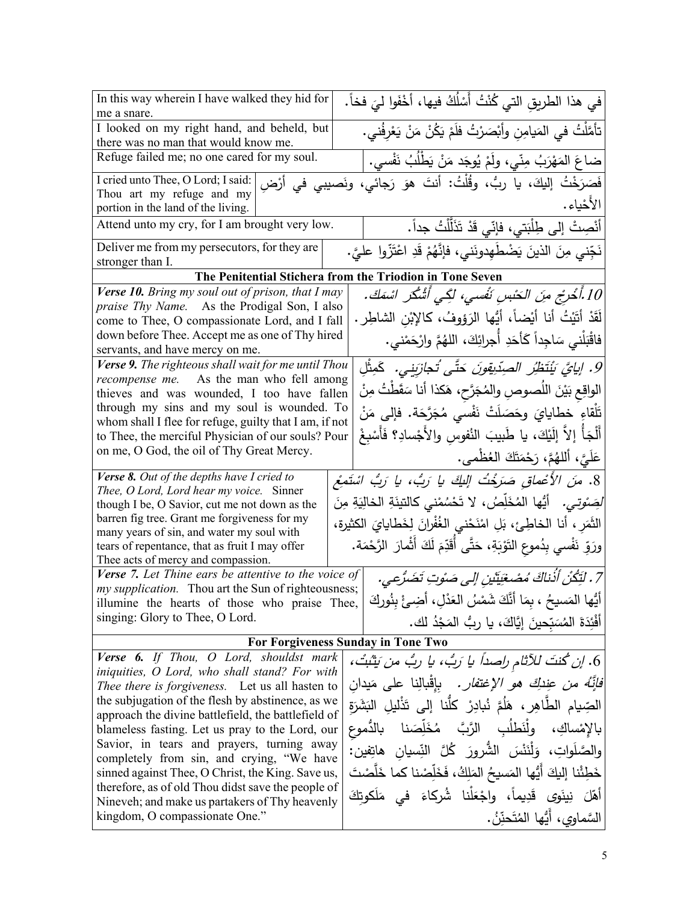| | |
|---|---|
| In this way wherein I have walked they hid for me a snare. | في هذا الطريقِ التي كُنْتُ أَسْلُكُ فيها، أَخْفَوا ليَ فخاً. |
| I looked on my right hand, and beheld, but there was no man that would know me. | تأمَّلْتُ في المَيامِنِ وأَبْصَرْتُ فلَمْ يَكُنْ مَنْ يَعْرِفُني. |
| Refuge failed me; no one cared for my soul. | ضاعَ المَهْرَبُ مِنّي، ولَمْ يُوجَد مَنْ يَطْلُبُ نَفْسي. |
| I cried unto Thee, O Lord; I said: Thou art my refuge and my portion in the land of the living. | فَصَرَخْتُ إليكَ، يا ربُّ، وقُلْتُ: أنتَ هوَ رَجائي، ونَصيبي في أرْضِ الأَحْياء. |
| Attend unto my cry, for I am brought very low. | أَنْصِتْ إلى طِلْبَتي، فإنّي قَدْ تَذَلَّلْتُ جداً. |
| Deliver me from my persecutors, for they are stronger than I. | نَجِّني مِنَ الذينَ يَضْطَهِدونَني، فإنَّهُمْ قَدِ اعْتَزّوا عليَّ. |
| **The Penitential Stichera from the Triodion in Tone Seven** | |
| ***Verse 10.*** *Bring my soul out of prison, that I may praise Thy Name.* As the Prodigal Son, I also come to Thee, O compassionate Lord, and I fall down before Thee. Accept me as one of Thy hired servants, and have mercy on me. | *10. أَخْرِجْ مِنَ الحَبْسِ نَفْسي، لِكَي أَشْكُرَ اسْمَكَ.* لَقَدْ أَتَيْتُ أنا أيْضاً، أيُّها الرَؤوفُ، كالإبْنِ الشاطِر. فاقْبَلْني ساجِداً كَأَحَدِ أُجرائِكَ، اللهُمَّ وارْحَمْني. |
| ***Verse 9.*** *The righteous shall wait for me until Thou recompense me.* As the man who fell among thieves and was wounded, I too have fallen through my sins and my soul is wounded. To whom shall I flee for refuge, guilty that I am, if not to Thee, the merciful Physician of our souls? Pour on me, O God, the oil of Thy Great Mercy. | *9. إيايَّ يَنْتَظِرُ الصِدّيقونَ حَتَّى تُجازِيَني.* كَمِثْلِ الواقِعِ بَيْنَ اللُصوصِ والمُجَرَّحِ، هَكذا أنا سَقَطْتُ مِنْ تَلْقاءِ خطاياىَ وحَصَلَتْ نَفْسي مُجَرَّحَة. فإلى مَنْ أَلْجَأُ إلاَّ إلَيْكَ، يا طَبيبَ النُفوسِ والأَجْسادِ؟ فَأَسْبِغْ عَلَيَّ، أللهُمَّ، رَحْمَتَكَ العُظْمى. |
| ***Verse 8.*** *Out of the depths have I cried to Thee, O Lord, Lord hear my voice.* Sinner though I be, O Savior, cut me not down as the barren fig tree. Grant me forgiveness for my many years of sin, and water my soul with tears of repentance, that as fruit I may offer Thee acts of mercy and compassion. | *8. مِنَ الأَعْماقِ صَرَخْتُ إليكَ يا رَبُّ، يا رَبُّ اسْتَمِعْ لِصَوْتي.* أيُّها المُخَلِّصُ، لا تَحْسُمْني كالتينَةِ الخالِيَةِ مِنَ الثَمَرِ، أنا الخاطِئ، بَلِ امْنَحْني الغُفْرانَ لِخَطاياىَ الكثيرة، ورَوِّ نَفْسي بِدُموعِ التَوْبَةِ، حَتَّى أُقَدِّمَ لَكَ أَثْمارَ الرَّحْمَة. |
| ***Verse 7.*** *Let Thine ears be attentive to the voice of my supplication.* Thou art the Sun of righteousness; illumine the hearts of those who praise Thee, singing: Glory to Thee, O Lord. | *7. لِتَكُنْ أُذُناكَ مُصْغِيَتَيْنِ إلى صَوْتِ تَضَرُّعي.* أيُّها المَسيحُ ، بِما أنَّكَ شَمْسُ العَدْلِ، أضِئْ بِنُورِكَ أَفْئِدَةَ المُسَبِّحينَ إيَّاكَ، يا ربُّ المَجْدُ لك. |
| **For Forgiveness Sunday in Tone Two** | |
| ***Verse 6.*** *If Thou, O Lord, shouldst mark iniquities, O Lord, who shall stand? For with Thee there is forgiveness.* Let us all hasten to the subjugation of the flesh by abstinence, as we approach the divine battlefield, the battlefield of blameless fasting. Let us pray to the Lord, our Savior, in tears and prayers, turning away completely from sin, and crying, "We have sinned against Thee, O Christ, the King. Save us, therefore, as of old Thou didst save the people of Nineveh; and make us partakers of Thy heavenly kingdom, O compassionate One." | *6. إن كُنتَ للآثامِ راصِداً يا رَبُّ، يا ربُّ من يَثْبُتْ، فإنَّهُ من عِندِكَ هو الإغتفار.* بإقْبالِنا على مَيدانِ الصِّيامِ الطَّاهِر، هَلُمَّ نُبادِرْ كلُّنا إلى تَذْليلِ البَشَرَةِ بالإِمْساكِ، ولْنَطلُبِ الرَّبَّ مُخَلِّصَنا بالدُّموعِ والصَّلَواتِ، ولْنَنْسَ الشُّرورَ كُلَّ النِّسيانِ هاتِفين: خَطِئْنا إليكَ أيُّها المَسيحُ المَلِكُ، فَخَلِّصْنا كما خَلَّصْتَ أهْلَ نينَوى قَديماً، واجْعَلْنا شُرَكاءَ في مَلَكوتِكَ السَّماوي، أيُّها المُتَحنِّنُ. |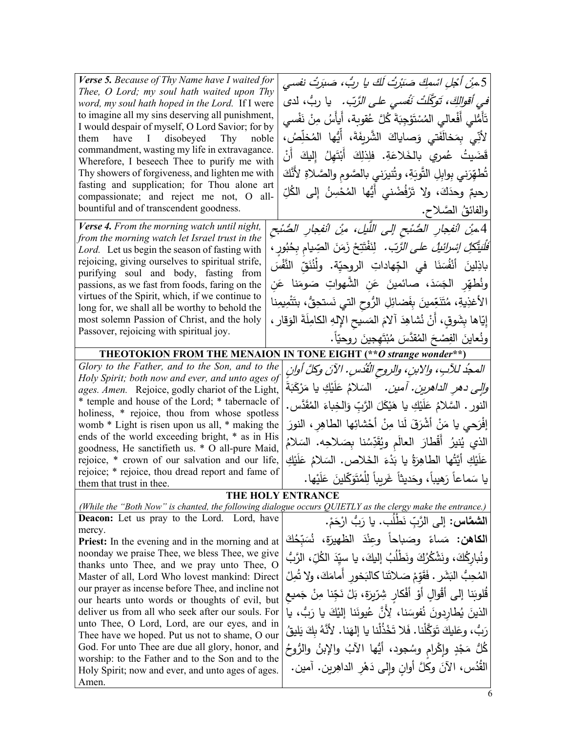| | |
|---|---|
| ***Verse 5.*** *Because of Thy Name have I waited for Thee, O Lord; my soul hath waited upon Thy word, my soul hath hoped in the Lord.* If I were to imagine all my sins deserving all punishment, I would despair of myself, O Lord Savior; for by them have I disobeyed Thy noble commandment, wasting my life in extravagance. Wherefore, I beseech Thee to purify me with Thy showers of forgiveness, and lighten me with fasting and supplication; for Thou alone art compassionate; and reject me not, O all-bountiful and of transcendent goodness. | 5*مِنْ أَجْلِ اسْمِكَ صَبَرْتُ لَكَ يا رَبُّ، صَبِرَتْ نفسي في أقوالِكَ، تَوَكَّلَتْ نَفْسي على الرَّبّ.* يا ربُّ، لدى تَأَمُّلي أَفْعالي المُسْتَوْجِبَةَ كُلَّ عُقوبة، أَيأَسُ مِنْ نَفْسي لأنّي بِمَخالَفَتي وَصاياكَ الشَّريفَةَ، أَيُّها المُخَلِّصُ، قَضَيتُ عُمري بالخَلاعَةِ. فلِذلِكَ أَبْتَهِلُ إليكَ أَنْ تُطَهِّرَني بِوابِلِ التَّوبَةِ، وتُنيرَني بالصَّومِ والصَّلاةِ لأنَّكَ رحيمٌ وحدَكَ، ولا تَرْفُضْني أَيُّها المُحْسِنُ إلى الكُلِّ والفائقُ الصَّلاح. |
| ***Verse 4.*** *From the morning watch until night, from the morning watch let Israel trust in the Lord.* Let us begin the season of fasting with rejoicing, giving ourselves to spiritual strife, purifying soul and body, fasting from passions, as we fast from foods, faring on the virtues of the Spirit, which, if we continue to long for, we shall all be worthy to behold the most solemn Passion of Christ, and the holy Passover, rejoicing with spiritual joy. | 4*مِنْ انفجارِ الصُّبْحِ إلى اللَّيلِ، مِنْ انفجارِ الصُّبْحِ فَلْيَتَّكِلْ إسرائيلُ على الرَّبّ.* لِنَفْتَتِحْ زَمَنَ الصِّيامِ بِحُبُورٍ، باذِلِينَ أَنْفُسَنَا في الجِّهاداتِ الروحيّةِ. ولْنُنَقِّ النَّفْسَ ونُطَهِّرِ الجَسَدَ، صائمينَ عَنِ الشَّهواتِ صَومَنا عَنِ الأغذِيةِ، مُتَنَعِّمينَ بِفَضائِلِ الرُّوحِ التي نَستحِقُّ، بتَتْميمِنا إيّاها بِشَوقٍ، أَنْ نُشاهِدَ آلامَ المَسيحِ الإلهِ الكامِلَةَ الوَقار، ونُعاينَ الفِصْحَ المُقدَّسَ مُبْتَهِجينَ روحيّاً. |

**THEOTOKION FROM THE MENAION IN TONE EIGHT (*\*\*O strange wonder\*\**)**

| | |
|---|---|
| *Glory to the Father, and to the Son, and to the Holy Spirit; both now and ever, and unto ages of ages. Amen.* Rejoice, godly chariot of the Light, * temple and house of the Lord; * tabernacle of holiness, * rejoice, thou from whose spotless womb * Light is risen upon us all, * making the ends of the world exceeding bright, * as in His goodness, He sanctifieth us. * O all-pure Maid, rejoice, * crown of our salvation and our life, rejoice; * rejoice, thou dread report and fame of them that trust in thee. | *المجدُ للآبِ، والابنِ، والروحِ القُدُسِ. الآنَ وكلَّ أوانٍ وإلى دهرِ الداهرين. آمين.* السَلامُ عَلَيْكِ يا مَرْكَبَةَ النور. السَّلامُ عَلَيْكِ يا هَيْكَلَ الرَّبِّ وَالخِباءَ المُقدَّس. إفْرَحي يا مَنْ أَشْرَقَ لَنا مِنْ أَحْشائِها الطاهِرِ، النورَ الذي يُنيرُ أَقْطارَ العالَمِ ويُقَدِّسُنا بِصَلاحِهِ. السَلامُ عَلَيْكِ أَيَّتُها الطاهِرَةُ يا بَدْءَ الخَلاص. السَلامُ عَلَيْكِ يا سَماعاً رَهيباً، وحَديثاً غَريباً لِلْمُتَوَكّلينَ عَلَيْها. |

**THE HOLY ENTRANCE**

*(While the "Both Now" is chanted, the following dialogue occurs QUIETLY as the clergy make the entrance.)*

| | |
|---|---|
| **Deacon:** Let us pray to the Lord. Lord, have mercy. | **الشمّاس:** إلى الرَّبِّ نَطْلُب. يا رَبُّ ارْحَمْ. |
| **Priest:** In the evening and in the morning and at noonday we praise Thee, we bless Thee, we give thanks unto Thee, and we pray unto Thee, O Master of all, Lord Who lovest mankind: Direct our prayer as incense before Thee, and incline not our hearts unto words or thoughts of evil, but deliver us from all who seek after our souls. For unto Thee, O Lord, Lord, are our eyes, and in Thee have we hoped. Put us not to shame, O our God. For unto Thee are due all glory, honor, and worship: to the Father and to the Son and to the Holy Spirit; now and ever, and unto ages of ages. Amen. | **الكاهن:** مَساءً وصَباحاً وعِنْدَ الظهيرَةِ، نُسَبِّحُكَ ونُبارِكُكَ، ونَشْكُرُكَ ونَطْلُبُ إليكَ، يا سيِّدَ الكُلِّ، الرَّبُّ المُحِبُّ البَشَر. فَقَوِّمْ صَلاتَنا كالبَخورِ أَمامَكَ، ولا تُمِلْ قُلوبَنا إلى أَقْوالٍ أَوْ أَفْكارٍ شِرّيرَةٍ، بَلْ نَجِّنا مِنْ جَميعِ الذينَ يُطارِدونَ نُفوسَنا، لِأَنَّ عُيونَنا إِلَيْكَ يا رَبُّ، يا رَبُّ، وعَلَيكَ تَوَكَّلْنا. فَلا تَخْذُلْنا يا إلهَنا. لأنَّهُ بِكَ يَليقُ كُلُّ مَجْدٍ وإكْرامٍ وسُجود، أَيُّها الآبُ والإبنُ والرُّوحُ القُدُس، الآنَ وكلَّ أوانٍ وإلى دَهْرِ الداهِرين. آمين. |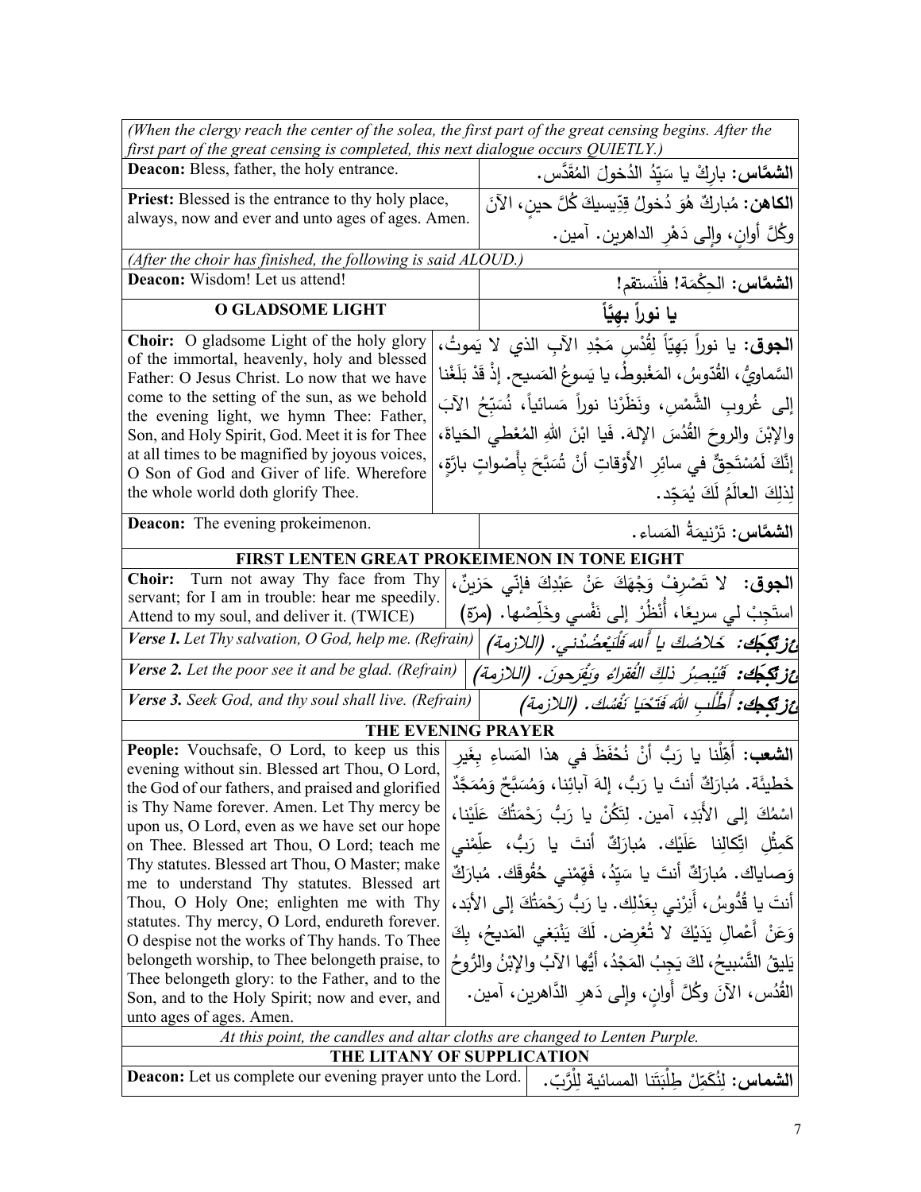*(When the clergy reach the center of the solea, the first part of the great censing begins. After the first part of the great censing is completed, this next dialogue occurs QUIETLY.)*

| | |
|---|---|
| **Deacon:** Bless, father, the holy entrance. | **الشمّاس:** بارِكْ يا سَيِّدُ الدُخولَ المُقَدَّس. |
| **Priest:** Blessed is the entrance to thy holy place, always, now and ever and unto ages of ages. Amen. | **الكاهن:** مُباركٌ هُوَ دُخولُ قِدّيسيكَ كُلَّ حينٍ، الآنَ وكُلَّ أوانٍ، وإلى دَهْرِ الداهرين. آمين. |

*(After the choir has finished, the following is said ALOUD.)*

| | |
|---|---|
| **Deacon:** Wisdom! Let us attend! | **الشمّاس:** الحِكْمَة! فلْنَستقم! |

## O GLADSOME LIGHT — يا نوراً بهيّاً

| | |
|---|---|
| **Choir:** O gladsome Light of the holy glory of the immortal, heavenly, holy and blessed Father: O Jesus Christ. Lo now that we have come to the setting of the sun, as we behold the evening light, we hymn Thee: Father, Son, and Holy Spirit, God. Meet it is for Thee at all times to be magnified by joyous voices, O Son of God and Giver of life. Wherefore the whole world doth glorify Thee. | **الجوق:** يا نوراً بَهِيّاً لِقُدْسِ مَجْدِ الآبِ الذي لا يَموتُ، السَّماويُّ، القُدّوسُ، المَغْبوطُ، يا يَسوعُ المَسيح. إذْ قَدْ بَلَغْنا إلى غُروبِ الشَّمْسِ، ونَظَرْنا نوراً مَسائياً، نُسَبِّحُ الآبَ والإبْنَ والروحَ القُدُسَ الإلهَ. فَيا ابْنَ اللهِ المُعْطي الحَياةَ، إنَّكَ لَمُسْتَحِقٌّ في سائِرِ الأَوْقاتِ أنْ تُسَبَّحَ بِأَصْواتٍ بارَّةٍ، لِذلِكَ العالَمُ لَكَ يُمَجِّد. |
| **Deacon:** The evening prokeimenon. | **الشمّاس:** تَرْنيمَةُ المَساء. |

## FIRST LENTEN GREAT PROKEIMENON IN TONE EIGHT

| | |
|---|---|
| **Choir:** Turn not away Thy face from Thy servant; for I am in trouble: hear me speedily. Attend to my soul, and deliver it. (TWICE) | **الجوق:** لا تَصْرِفْ وَجْهَكَ عَنْ عَبْدِكَ فإنّي حَزينٌ، استَجِبْ لي سريعًا، أُنْظُرْ إلى نَفْسي وخَلِّصْها. (مرّة) |
| ***Verse 1.*** *Let Thy salvation, O God, help me. (Refrain)* | ***عُزتيكَك:*** *خَلاصُكَ يا أَللهُ فَلْيَعْضُدْني. (اللازمة)* |
| ***Verse 2.*** *Let the poor see it and be glad. (Refrain)* | ***عُزتيكَك:*** *فَيُبْصِرُ ذلِكَ الفُقَراءُ ويَفْرَحون. (اللازمة)* |
| ***Verse 3.*** *Seek God, and thy soul shall live. (Refrain)* | ***عُزتيكك:*** *أُطْلُبِ اللهَ فَتَحْيا نَفْسُك. (اللازمة)* |

## THE EVENING PRAYER

| | |
|---|---|
| **People:** Vouchsafe, O Lord, to keep us this evening without sin. Blessed art Thou, O Lord, the God of our fathers, and praised and glorified is Thy Name forever. Amen. Let Thy mercy be upon us, O Lord, even as we have set our hope on Thee. Blessed art Thou, O Lord; teach me Thy statutes. Blessed art Thou, O Master; make me to understand Thy statutes. Blessed art Thou, O Holy One; enlighten me with Thy statutes. Thy mercy, O Lord, endureth forever. O despise not the works of Thy hands. To Thee belongeth worship, to Thee belongeth praise, to Thee belongeth glory: to the Father, and to the Son, and to the Holy Spirit; now and ever, and unto ages of ages. Amen. | **الشعب:** أَهِّلْنا يا رَبُّ أنْ نُحْفَظَ في هذا المَساءِ بِغَيرِ خَطيئَة. مُبارَكٌ أنتَ يا رَبُّ، إلهَ آبائِنا، وَمُسَبَّحٌ وَمُمَجَّدٌ اسْمُكَ إلى الأَبَدِ، آمين. لِتَكُنْ يا رَبُّ رَحْمَتُكَ عَلَيْنا، كَمِثْلِ اتِّكالِنا عَلَيْك. مُبارَكٌ أنتَ يا رَبُّ، علِّمْني وَصاياك. مُبارَكٌ أنتَ يا سَيِّدُ، فَهِّمْني حُقُوقَك. مُبارَكٌ أنتَ يا قُدُّوسُ، أَنِرْني بِعَدْلِك. يا رَبُّ رَحْمَتُكَ إلى الأبَد، وَعَنْ أَعْمالِ يَدَيْكَ لا تُعْرِض. لَكَ يَنْبَغي المَديحُ، بِكَ يَليقُ التَّسْبيحُ، لكَ يَجِبُ المَجْدُ، أيُّها الآبُ والإبْنُ والرُّوحُ القُدُس، الآنَ وكُلَّ أَوانٍ، وإلى دَهرِ الدَّاهرين، آمين. |

*At this point, the candles and altar cloths are changed to Lenten Purple.*

## THE LITANY OF SUPPLICATION

| | |
|---|---|
| **Deacon:** Let us complete our evening prayer unto the Lord. | **الشماس:** لِنُكَمِّلْ طِلْبَتَنا المسائية لِلْرَّبّ. |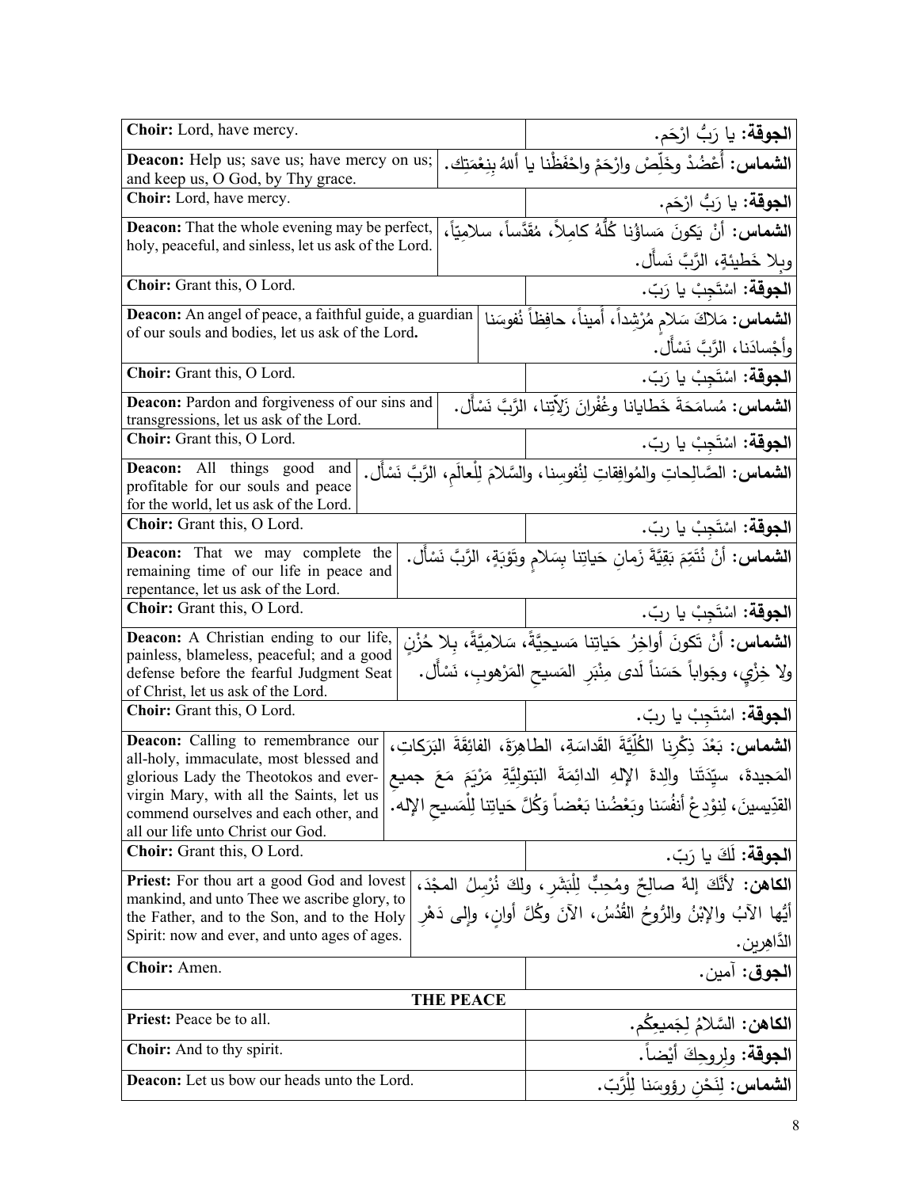| | |
|---|---|
| **Choir:** Lord, have mercy. | **الجوقة:** يا رَبُّ ارْحَم. |
| **Deacon:** Help us; save us; have mercy on us; and keep us, O God, by Thy grace. | **الشماس:** أَعْضُدْ وخَلِّصْ وارْحَمْ واحْفَظْنا يا أللهُ بِنِعْمَتِك. |
| **Choir:** Lord, have mercy. | **الجوقة:** يا رَبُّ ارْحَم. |
| **Deacon:** That the whole evening may be perfect, holy, peaceful, and sinless, let us ask of the Lord. | **الشماس:** أَنْ يَكونَ مَساؤُنا كُلُّهُ كامِلاً، مُقَدَّساً، سلامِيّاً، وبِلا خَطيئةٍ، الرَّبَّ نَسأَل. |
| **Choir:** Grant this, O Lord. | **الجوقة:** اسْتَجِبْ يا رَبّ. |
| **Deacon:** An angel of peace, a faithful guide, a guardian of our souls and bodies, let us ask of the Lord**.** | **الشماس:** مَلاكَ سَلامٍ مُرْشِداً، أَميناً، حافِظاً نُفوسَنا وأَجْسادَنا، الرَّبَّ نَسْأَل. |
| **Choir:** Grant this, O Lord. | **الجوقة:** اسْتَجِبْ يا رَبّ. |
| **Deacon:** Pardon and forgiveness of our sins and transgressions, let us ask of the Lord. | **الشماس:** مُسامَحَةَ خَطايانا وغُفْرانَ زَلّاتِنا، الرَّبَّ نَسْأَل. |
| **Choir:** Grant this, O Lord. | **الجوقة:** اسْتَجِبْ يا ربّ. |
| **Deacon:** All things good and profitable for our souls and peace for the world, let us ask of the Lord. | **الشماس:** الصَّالِحاتِ والمُوافِقاتِ لِنُفوسِنا، والسَّلامَ لِلْعالَمِ، الرَّبَّ نَسْأَل. |
| **Choir:** Grant this, O Lord. | **الجوقة:** اسْتَجِبْ يا ربّ. |
| **Deacon:** That we may complete the remaining time of our life in peace and repentance, let us ask of the Lord. | **الشماس:** أَنْ نُتَمِّمَ بَقِيَّةَ زَمانِ حَياتِنا بِسَلامٍ وتَوْبَةٍ، الرَّبَّ نَسْأَل. |
| **Choir:** Grant this, O Lord. | **الجوقة:** اسْتَجِبْ يا ربّ. |
| **Deacon:** A Christian ending to our life, painless, blameless, peaceful; and a good defense before the fearful Judgment Seat of Christ, let us ask of the Lord. | **الشماس:** أَنْ تَكونَ أَواخِرُ حَياتِنا مَسيحِيَّةً، سَلامِيَّةً، بِلا حُزْنٍ ولا خِزْيٍ، وجَواباً حَسَناً لَدى مِنْبَرِ المَسيحِ المَرْهوبِ، نَسْأَل. |
| **Choir:** Grant this, O Lord. | **الجوقة:** اسْتَجِبْ يا ربّ. |
| **Deacon:** Calling to remembrance our all-holy, immaculate, most blessed and glorious Lady the Theotokos and ever-virgin Mary, with all the Saints, let us commend ourselves and each other, and all our life unto Christ our God. | **الشماس:** بَعْدَ ذِكْرِنا الكُلِّيَّةَ القَداسَةِ، الطاهِرَةَ، الفائِقَةَ البَرَكاتِ، المَجيدةَ، سيِّدَتَنا والِدةَ الإلهِ الدائِمَةَ البَتولِيَّةِ مَرْيَمَ مَعَ جميعِ القدِّيسينَ، لِنوْدِعْ أَنفُسَنا وبَعْضُنا بَعْضاً وَكُلَّ حَياتِنا لِلْمَسيحِ الإله. |
| **Choir:** Grant this, O Lord. | **الجوقة:** لَكَ يا رَبّ. |
| **Priest:** For thou art a good God and lovest mankind, and unto Thee we ascribe glory, to the Father, and to the Son, and to the Holy Spirit: now and ever, and unto ages of ages. | **الكاهن:** لأَنَّكَ إلهٌ صالِحٌ ومُحِبٌّ لِلْبَشَرِ، ولكَ نُرْسِلُ المجْدَ، أَيُّها الآبُ والإبْنُ والرُّوحُ القُدُسُ، الآنَ وكُلَّ أَوانٍ، وإِلى دَهْرِ الدَّاهِرين. |
| **Choir:** Amen. | **الجوق:** آمين. |
| **THE PEACE** | |
| **Priest:** Peace be to all. | **الكاهن:** السَّلامُ لِجَميعِكُم. |
| **Choir:** And to thy spirit. | **الجوقة:** ولِروحِكَ أَيْضاً. |
| **Deacon:** Let us bow our heads unto the Lord. | **الشماس:** لِنَحْنِ رؤوسَنا لِلْرَّبّ. |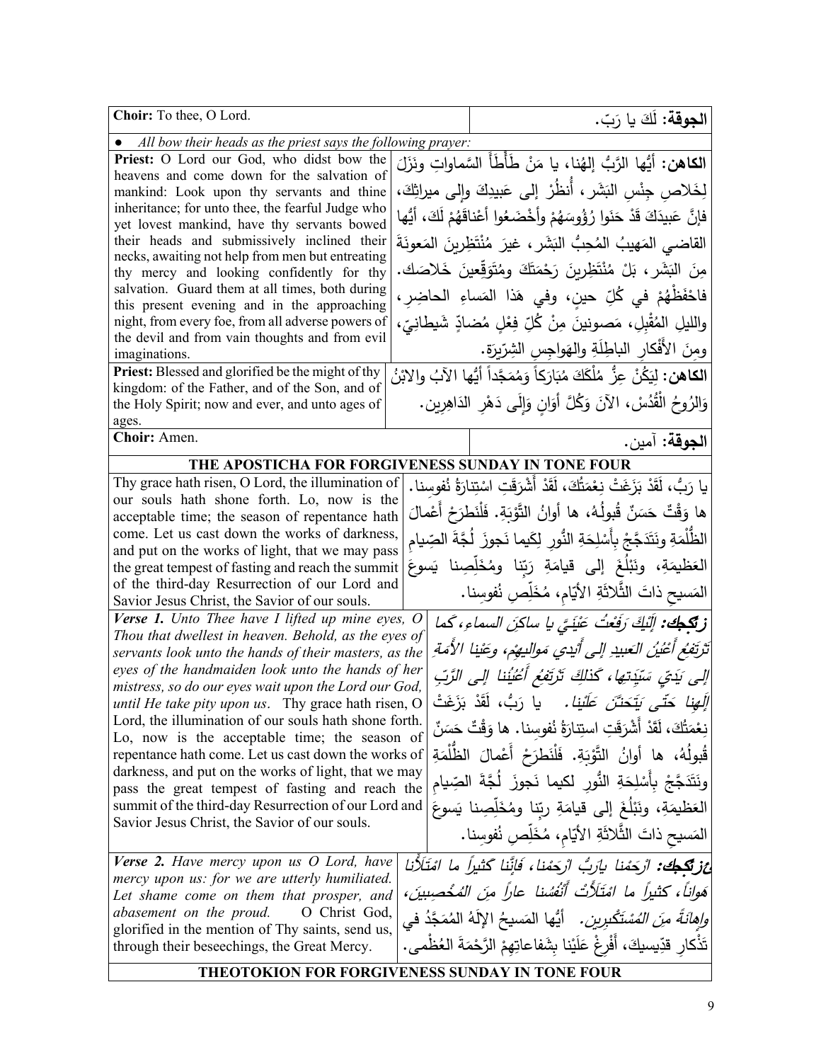| English | Arabic |
|---|---|
| **Choir:** To thee, O Lord. | **الجوقة:** لَكَ يا رَبّ. |
| ● *All bow their heads as the priest says the following prayer:* | |
| **Priest:** O Lord our God, who didst bow the heavens and come down for the salvation of mankind: Look upon thy servants and thine inheritance; for unto thee, the fearful Judge who yet lovest mankind, have thy servants bowed their heads and submissively inclined their necks, awaiting not help from men but entreating thy mercy and looking confidently for thy salvation. Guard them at all times, both during this present evening and in the approaching night, from every foe, from all adverse powers of the devil and from vain thoughts and from evil imaginations. | **الكاهن:** أَيُّها الرَّبُّ إلهُنا، يا مَنْ طَأْطَأَ السَّماواتِ ونَزَلَ لِخَلاصِ جِنْسِ البَشَر، أُنظُرْ إلى عَبيدِكَ وإلى ميراثِكَ، فإنَّ عَبيدَكَ قَدْ حَنَوا رُؤُوسَهُمْ وأَخْضَعُوا أَعْناقَهُمْ لَكَ، أَيُّها القاضي المَهيبُ المُحِبُّ البَشَر، غيرَ مُنْتَظِرينَ المَعونَةَ مِنَ البَشَر، بَلْ مُنْتَظِرينَ رَحْمَتَكَ ومُتَوَقِّعينَ خَلاصَك. فاحْفَظْهُمْ في كُلِّ حينٍ، وفي هَذا المَساءِ الحاضِرِ، والليلِ المُقْبِلِ، مَصونينَ مِنْ كُلِّ فِعْلٍ مُضادٍّ شَيطانِيّ، ومِنَ الأَفْكارِ الباطِلَةِ والهَواجِسِ الشِرّيرَة. |
| **Priest:** Blessed and glorified be the might of thy kingdom: of the Father, and of the Son, and of the Holy Spirit; now and ever, and unto ages of ages. | **الكاهن:** لِيَكُنْ عِزُّ مُلْكِكَ مُبارَكاً وَمُمَجَّداً أَيُّها الآبُ والابْنُ وَالرُوحُ الْقُدُسْ، الآنَ وَكُلَّ أَوَانٍ وَإِلَى دَهْرِ الداهِرِين. |
| **Choir:** Amen. | **الجوقة:** آمين. |

**THE APOSTICHA FOR FORGIVENESS SUNDAY IN TONE FOUR**

| English | Arabic |
|---|---|
| Thy grace hath risen, O Lord, the illumination of our souls hath shone forth. Lo, now is the acceptable time; the season of repentance hath come. Let us cast down the works of darkness, and put on the works of light, that we may pass the great tempest of fasting and reach the summit of the third-day Resurrection of our Lord and Savior Jesus Christ, the Savior of our souls. | يا رَبُّ، لَقَدْ بَزَغَتْ نِعْمَتُكَ، لَقَدْ أَشْرَقَتِ اسْتِنارَةُ نُفوسِنا. ها وَقْتٌ حَسَنٌ قُبولُهُ، ها أوانُ التَّوْبَةِ. فَلْنَطرَحْ أَعْمالَ الظُّلْمَةِ ونَتَدَجَّجْ بِأَسْلِحَةِ النُّورِ لِكَيما نَجوزَ لُجَّةَ الصِّيامِ العَظيمَةِ، ونَبْلُغَ إلى قيامَةِ رَبِّنا ومُخَلِّصِنا يَسوعَ المَسيحِ ذاتَ الثَّلاثَةِ الأيّامِ، مُخَلِّصِ نُفوسِنا. |
| ***Verse 1.*** *Unto Thee have I lifted up mine eyes, O Thou that dwellest in heaven. Behold, as the eyes of servants look unto the hands of their masters, as the eyes of the handmaiden look unto the hands of her mistress, so do our eyes wait upon the Lord our God, until He take pity upon us.* Thy grace hath risen, O Lord, the illumination of our souls hath shone forth. Lo, now is the acceptable time; the season of repentance hath come. Let us cast down the works of darkness, and put on the works of light, that we may pass the great tempest of fasting and reach the summit of the third-day Resurrection of our Lord and Savior Jesus Christ, the Savior of our souls. | ***زكجك:*** *إِلَيْكَ رَفَعْتُ عَيْنَيَّ يا ساكِنَ السماء، كَما تَرْتَفِعُ أَعْيُنُ العبيدِ إلى أَيدي مَواليهِمْ، وعَيْنا الأَمَةِ إلى يَدَيِّ سَيِّدَتِها، كَذلِكَ تَرْتَفِعُ أَعْيُنُنا إلى الرَّبِّ إلَهِنا حَتّى يَتَحَنَّنَ عَلَيْنا.* يا رَبُّ، لَقَدْ بَزَغَتْ نِعْمَتُكَ، لَقَدْ أَشْرَقَتِ استِنارَةُ نُفوسِنا. ها وَقْتٌ حَسَنٌ قُبولُهُ، ها أوانُ التَّوْبَةِ. فَلْنَطرَحْ أَعْمالَ الظُّلْمَةِ ونَتَدَجَّجْ بِأَسْلِحَةِ النُّورِ لكيما نَجوزَ لُجَّةَ الصِّيامِ العَظيمَةِ، ونَبْلُغَ إلى قيامَةِ ربِّنا ومُخَلِّصِنا يَسوعَ المَسيحِ ذاتَ الثَّلاثَةِ الأيّامِ، مُخَلِّصِ نُفوسِنا. |
| ***Verse 2.*** *Have mercy upon us O Lord, have mercy upon us: for we are utterly humiliated. Let shame come on them that prosper, and abasement on the proud.* O Christ God, glorified in the mention of Thy saints, send us, through their beseechings, the Great Mercy. | ***ع زكجك:*** *ارْحَمْنا يارَبُّ ارْحَمْنا، فإنَّنا كَثيراً ما امْتَلأْنا هَواناً، كثيراً ما امْتَلأَتْ أَنْفُسُنا عاراً مِنَ المُخْصِبينَ، وإهانَةً مِنَ المُسْتَكْبِرين.* أَيُّها المَسيحُ الإلَهُ المُمَجَّدُ في تَذْكارِ قدّيسيكَ، أَفْرِغْ عَلَيْنا بِشَفاعاتِهِمْ الرَّحْمَةَ العُظْمى. |

**THEOTOKION FOR FORGIVENESS SUNDAY IN TONE FOUR**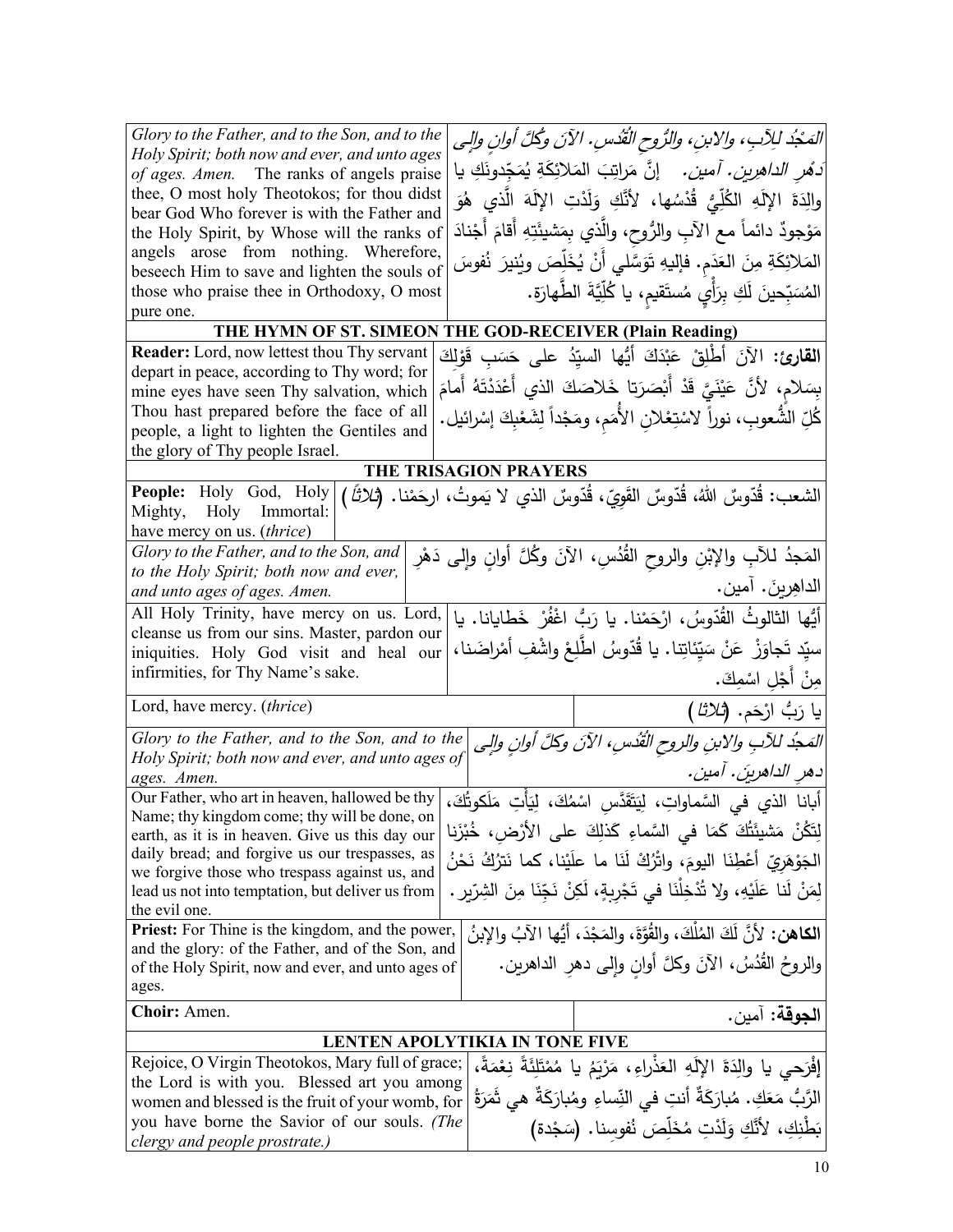| | |
|---|---|
| *Glory to the Father, and to the Son, and to the Holy Spirit; both now and ever, and unto ages of ages. Amen.* The ranks of angels praise thee, O most holy Theotokos; for thou didst bear God Who forever is with the Father and the Holy Spirit, by Whose will the ranks of angels arose from nothing. Wherefore, beseech Him to save and lighten the souls of those who praise thee in Orthodoxy, O most pure one. | *المَجْدُ للآبِ، والابنِ، والرُّوحِ القُدُس. الآنَ وكُلَّ أوانٍ وإلى دَهْرِ الداهرين. آمين.* إنَّ مَراتِبَ المَلائِكَةِ يُمَجِّدونَكِ يا والِدَةَ الإلَهِ الكُلِّيُّ قُدْسُها، لأنَّكِ وَلَدْتِ الإلَهَ الَّذي هُوَ مَوْجودٌ دائماً مع الآبِ والرُّوحِ، والَّذي بِمَشيئَتِهِ أَقامَ أَجْنادَ المَلائِكَةِ مِنَ العَدَم. فإليهِ تَوَسَّلي أَنْ يُخَلِّصَ ويُنيرَ نُفوسَ المُسَبِّحينَ لَكِ بِرَأْيٍ مُستَقيمٍ، يا كُلِّيَّةَ الطَّهارَة. |

## THE HYMN OF ST. SIMEON THE GOD-RECEIVER (Plain Reading)

| | |
|---|---|
| **Reader:** Lord, now lettest thou Thy servant depart in peace, according to Thy word; for mine eyes have seen Thy salvation, which Thou hast prepared before the face of all people, a light to lighten the Gentiles and the glory of Thy people Israel. | **القارئ:** الآنَ أَطْلِقْ عَبْدَكَ أَيُّها السيِّدُ على حَسَبِ قَوْلِكَ بِسَلامٍ، لأَنَّ عَيْنَيَّ قَدْ أَبْصَرَتا خَلاصَكَ الذي أَعْدَدْتَهُ أَمامَ كُلِّ الشُّعوبِ، نوراً لاسْتِعْلانِ الأُمَمِ، ومَجْداً لِشَعْبِكَ إسْرائيل. |

## THE TRISAGION PRAYERS

| | |
|---|---|
| **People:** Holy God, Holy Mighty, Holy Immortal: have mercy on us. (*thrice*) | الشعب: قُدّوسٌ اللهُ، قُدّوسٌ القَوِيّ، قُدّوسٌ الذي لا يَموتُ، ارحَمْنا. (*ثلاثاً*) |
| *Glory to the Father, and to the Son, and to the Holy Spirit; both now and ever, and unto ages of ages. Amen.* | المَجدُ للآبِ والإبْنِ والروحِ القُدُسِ، الآنَ وكُلَّ أوانٍ وإلى دَهْرِ الداهِرينَ. آمين. |
| All Holy Trinity, have mercy on us. Lord, cleanse us from our sins. Master, pardon our iniquities. Holy God visit and heal our infirmities, for Thy Name's sake. | أَيُّها الثالوثُ القُدّوسُ، ارْحَمْنا. يا رَبُّ اغْفُرْ خَطايانا. يا سيِّد تَجاوَزْ عَنْ سَيِّئاتِنا. يا قُدّوسُ اطَّلِعْ واشْفِ أَمْراضَنا، مِنْ أَجْلِ اسْمِكَ. |
| Lord, have mercy. (*thrice*) | يا رَبُّ ارْحَم. (*ثلاثا*) |
| *Glory to the Father, and to the Son, and to the Holy Spirit; both now and ever, and unto ages of ages. Amen.* | *المَجدُ للآبِ والابنِ والروحِ القُدُسِ، الآنَ وكلَّ أوانٍ وإلى دهرِ الداهرينَ. آمين.* |
| Our Father, who art in heaven, hallowed be thy Name; thy kingdom come; thy will be done, on earth, as it is in heaven. Give us this day our daily bread; and forgive us our trespasses, as we forgive those who trespass against us, and lead us not into temptation, but deliver us from the evil one. | أبانا الذي في السَّماواتِ، لِيَتَقَدَّسِ اسْمُكَ، لِيَأْتِ مَلَكوتُكَ، لِتَكُنْ مَشيئَتُكَ كَمَا في السَّماءِ كَذَلِكَ على الأَرْضِ، خُبْزَنا الجَوْهَرِيَّ أَعْطِنَا اليومَ، واتْرُكْ لَنَا ما علَيْنا، كما نَتْرُكُ نَحْنُ لِمَنْ لَنا عَلَيْهِ، ولا تُدْخِلْنَا في تَجْرِبةٍ، لَكِنْ نَجِّنَا مِنَ الشِرّير. |
| **Priest:** For Thine is the kingdom, and the power, and the glory: of the Father, and of the Son, and of the Holy Spirit, now and ever, and unto ages of ages. | **الكاهن:** لأَنَّ لَكَ المُلْكَ، والقُوَّةَ، والمَجْدَ، أَيُّها الآبُ والإبنُ والروحُ القُدُسُ، الآنَ وكلَّ أوانٍ وإلى دهرِ الداهرين. |
| **Choir:** Amen. | **الجوقة:** آمين. |

## LENTEN APOLYTIKIA IN TONE FIVE

| | |
|---|---|
| Rejoice, O Virgin Theotokos, Mary full of grace; the Lord is with you. Blessed art you among women and blessed is the fruit of your womb, for you have borne the Savior of our souls. *(The clergy and people prostrate.)* | إفْرَحي يا والِدَةَ الإلَهِ العَذْراءِ، مَرْيَمُ يا مُمْتَلِئَةً نِعْمَةً، الرَّبُّ مَعَكِ. مُبارَكَةٌ أنتِ في النِّساءِ ومُبارَكَةٌ هي ثَمَرَةُ بَطْنِكِ، لأنَّكِ وَلَدْتِ مُخَلِّصَ نُفوسِنا. (سَجْدة) |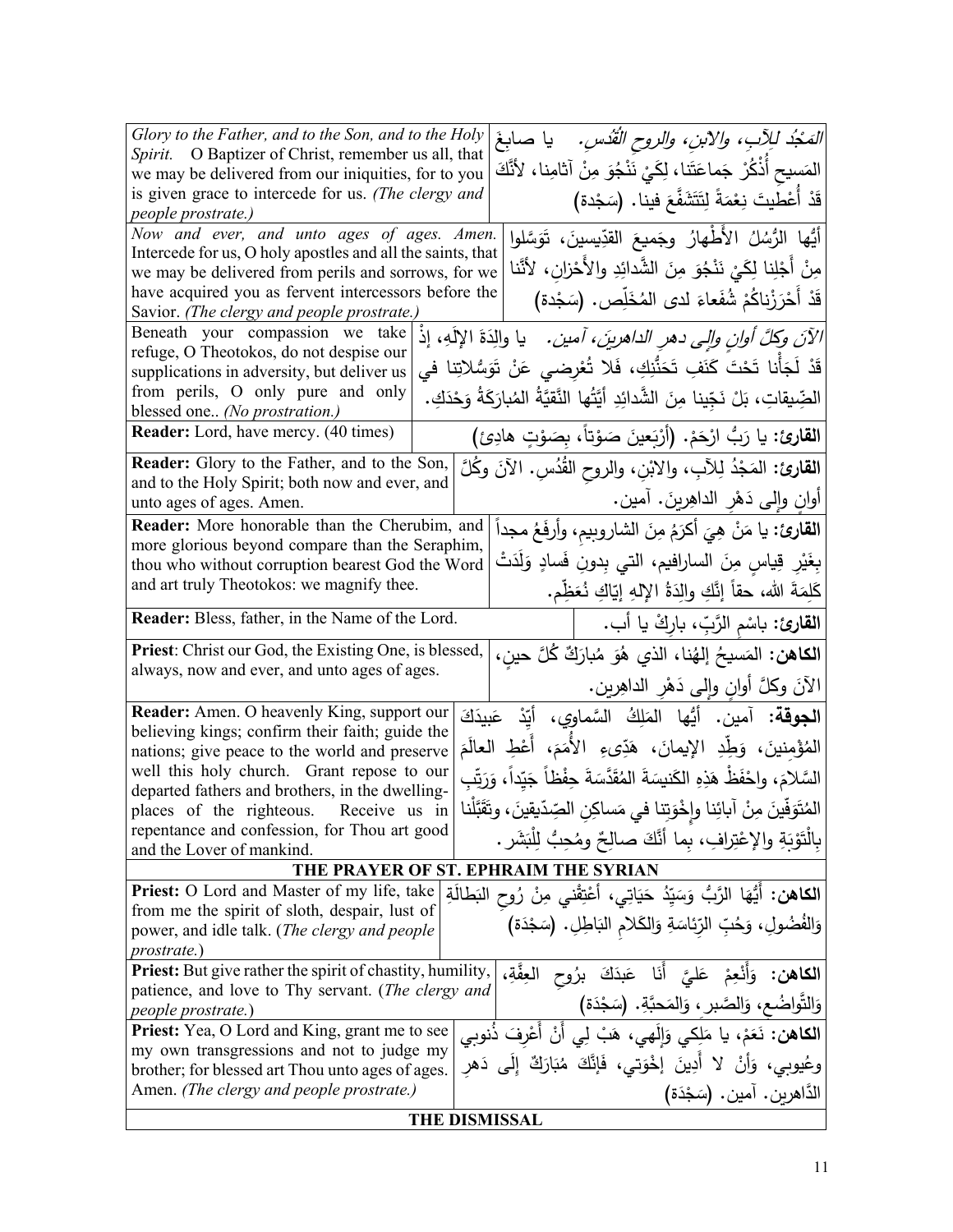| English | Arabic |
|---|---|
| *Glory to the Father, and to the Son, and to the Holy Spirit.* O Baptizer of Christ, remember us all, that we may be delivered from our iniquities, for to you is given grace to intercede for us. *(The clergy and people prostrate.)* | *المَجْدُ للآبِ، والابنِ، والروحِ القُدُسِ.* يا صابغَ المَسيحِ أُذْكُرْ جَماعَتَنا، لِكَيْ نَنْجُوَ مِنْ آثامِنا، لأنَّكَ قَدْ أُعْطيتَ نِعْمَةً لِتَتَشَفَّعَ فينا. (سَجْدة) |
| *Now and ever, and unto ages of ages. Amen.* Intercede for us, O holy apostles and all the saints, that we may be delivered from perils and sorrows, for we have acquired you as fervent intercessors before the Savior. *(The clergy and people prostrate.)* | أيُّها الرُّسُلُ الأَطْهارُ وجَميعَ القدّيسينَ، تَوَسَّلوا مِنْ أَجْلِنا لِكَيْ نَنْجُوَ مِنَ الشَّدائِدِ والأَحْزانِ، لأنّنا قَدْ أَحْرَزْناكُمْ شُفَعاءَ لدى المُخَلِّص. (سَجْدة) |
| Beneath your compassion we take refuge, O Theotokos, do not despise our supplications in adversity, but deliver us from perils, O only pure and only blessed one.. *(No prostration.)* | *الآنَ وكلَّ أوانٍ وإلى دهرِ الداهرينَ، آمين.* يا والِدَةَ الإلَهِ، إذْ قَدْ لَجَأْنا تَحْتَ كَنَفِ تَحَنُّنِكِ، فَلا تُعْرِضي عَنْ تَوَسُّلاتِنا في الضّيقاتِ، بَلْ نَجّينا مِنَ الشَّدائِدِ أيَّتُها النَّقيَّةُ المُبارَكَةُ وَحْدَكِ. |
| **Reader:** Lord, have mercy. (40 times) | **القارئ:** يا رَبُّ ارْحَمْ. (أرْبَعينَ صَوْتاً، بِصَوْتٍ هادِئ) |
| **Reader:** Glory to the Father, and to the Son, and to the Holy Spirit; both now and ever, and unto ages of ages. Amen. | **القارئ:** المَجْدُ لِلآبِ، والابْنِ، والروحِ القُدُسِ. الآنَ وكُلَّ أوانٍ وإلى دَهْرِ الداهِرينَ. آمين. |
| **Reader:** More honorable than the Cherubim, and more glorious beyond compare than the Seraphim, thou who without corruption bearest God the Word and art truly Theotokos: we magnify thee. | **القارئ:** يا مَنْ هِيَ أكرَمُ مِنَ الشاروبيمِ، وأرفَعُ مجداً بِغَيْرِ قِياسٍ مِنَ السارافيمِ، التي بِدونِ فَسادٍ وَلَدَتْ كَلِمَةَ الله، حقاً إنَّكِ والِدَةُ الإلهِ إيّاكِ نُعَظِّم. |
| **Reader:** Bless, father, in the Name of the Lord. | **القارئ:** باسْمِ الرَّبِّ، بارِكْ يا أب. |
| **Priest**: Christ our God, the Existing One, is blessed, always, now and ever, and unto ages of ages. | **الكاهن:** المَسيحُ إلهُنا، الذي هُوَ مُبارَكٌ كُلَّ حينٍ، الآنَ وكلَّ أوانٍ وإلى دَهْرِ الداهِرين. |
| **Reader:** Amen. O heavenly King, support our believing kings; confirm their faith; guide the nations; give peace to the world and preserve well this holy church. Grant repose to our departed fathers and brothers, in the dwelling-places of the righteous. Receive us in repentance and confession, for Thou art good and the Lover of mankind. | **الجوقة:** آمين. أيُّها المَلِكُ السَّماوِي، أيِّدْ عَبيدَكَ المُؤْمِنينَ، وَطِّدِ الإيمانَ، هَدِّىءِ الأُمَمَ، أعْطِ العالَمَ السَّلامَ، واحْفَظْ هَذِهِ الكَنيسَةَ المُقَدَّسَةَ حِفْظاً جَيّداً، وَرَتِّبِ المُتَوفّينَ مِنْ آبائِنا وإِخْوَتِنا في مَساكِنِ الصِّدّيقينَ، وتَقَبَّلْنا بِالْتَوْبَةِ والإعْتِرافِ، بِما أنَّكَ صالِحٌ ومُحِبٌّ لِلْبَشَر. |

**THE PRAYER OF ST. EPHRAIM THE SYRIAN**

| English | Arabic |
|---|---|
| **Priest:** O Lord and Master of my life, take from me the spirit of sloth, despair, lust of power, and idle talk. (*The clergy and people prostrate.*) | **الكاهن:** أيُّها الرَّبُّ وَسَيِّدُ حَيَاتِي، أَعْتِقْني مِنْ رُوحِ البَطالَةِ وَالفُضُولِ، وَحُبِّ الرِّئاسَةِ وَالكَلامِ البَاطِلِ. (سَجْدَة) |
| **Priest:** But give rather the spirit of chastity, humility, patience, and love to Thy servant. (*The clergy and people prostrate.*) | **الكاهن:** وَأَنْعِمْ عَلَيَّ أَنَا عَبدَكَ بِرُوحِ العِفَّةِ، وَالتَّواضُعِ، وَالصَّبرِ، وَالمَحبَّةِ. (سَجْدَة) |
| **Priest:** Yea, O Lord and King, grant me to see my own transgressions and not to judge my brother; for blessed art Thou unto ages of ages. Amen. *(The clergy and people prostrate.)* | **الكاهن:** نَعَمْ، يا مَلِكِي وَإِلَهِي، هَبْ لِي أَنْ أَعْرِفَ ذُنوبِي وعُيوبِي، وَأَنْ لا أَدِينَ إِخْوَتِي، فَإِنَّكَ مُبَارَكٌ إِلَى دَهرِ الدَّاهرين. آمين. (سَجْدَة) |

**THE DISMISSAL**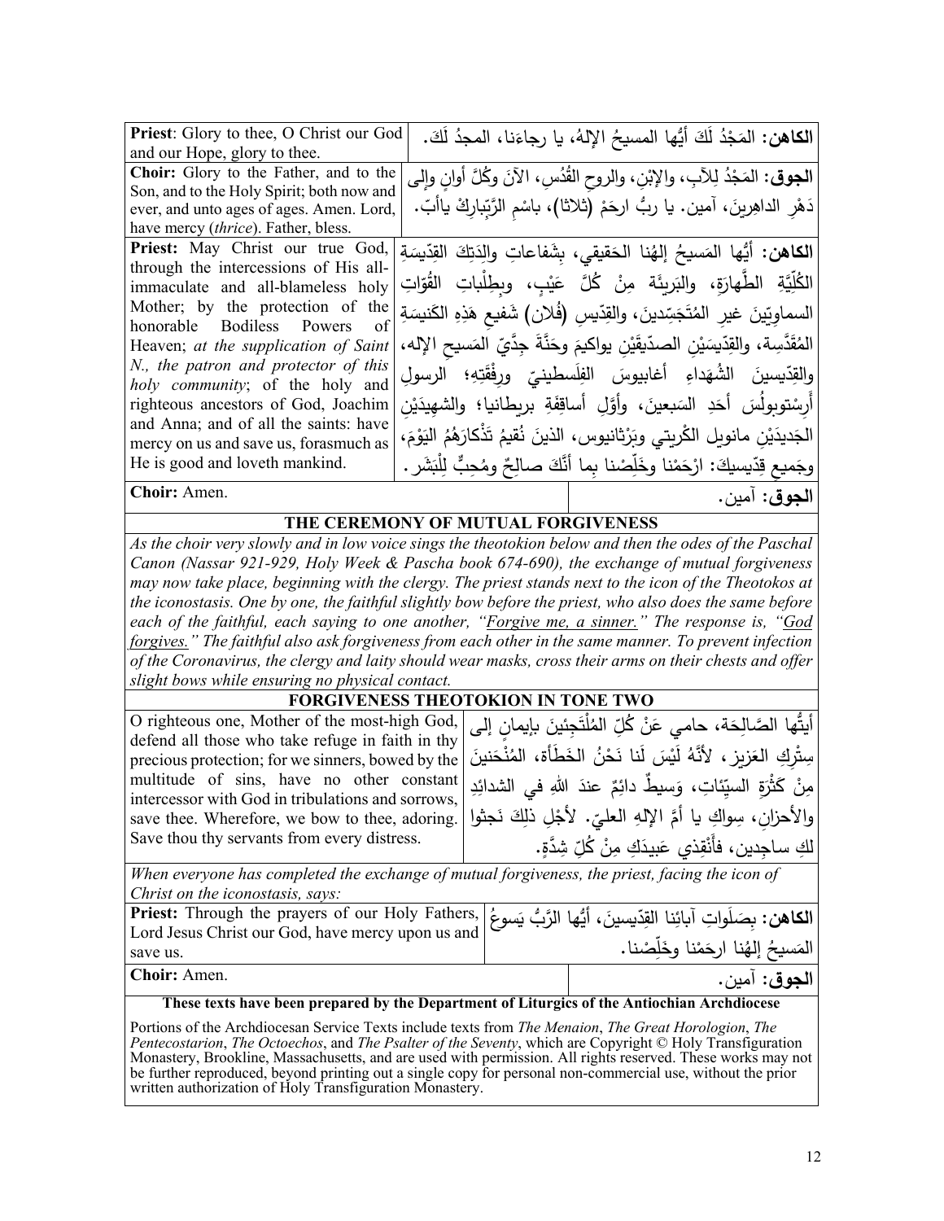| | |
|---|---|
| **Priest**: Glory to thee, O Christ our God and our Hope, glory to thee. | **الكاهن:** المَجْدُ لَكَ أيُّها المسيحُ الإلهُ، يا رجاءَنا، المجدُ لَكَ. |
| **Choir:** Glory to the Father, and to the Son, and to the Holy Spirit; both now and ever, and unto ages of ages. Amen. Lord, have mercy (*thrice*). Father, bless. | **الجوق:** المَجْدُ لِلآبِ، والإبْنِ، والروحِ القُدُسِ، الآنَ وكُلَّ أوانٍ وإلى دَهْرِ الداهِرينَ، آمين. يا ربُّ ارحَمْ (ثلاثا)، باسْمِ الرَّبِّ بارِكْ ياأبّ. |
| **Priest:** May Christ our true God, through the intercessions of His all-immaculate and all-blameless holy Mother; by the protection of the honorable Bodiless Powers of Heaven; *at the supplication of Saint N., the patron and protector of this holy community*; of the holy and righteous ancestors of God, Joachim and Anna; and of all the saints: have mercy on us and save us, forasmuch as He is good and loveth mankind. | **الكاهن:** أيُّها المَسيحُ إلهُنا الحَقيقي، بِشَفاعاتِ والِدَتِكَ القِدّيسَةِ الكُلِّيَّةِ الطَّهارَةِ، والبَريئَةِ مِنْ كُلِّ عَيْبٍ، وبِطِلْباتِ القُوّاتِ السماوِيّينَ غيرِ المُتَجَسِّدينَ، والقِدّيسِ (فُلان) شَفيعِ هَذِهِ الكَنيسَةِ المُقَدَّسة، والقِدّيسَيْنِ الصدّيقَيْنِ يواكيمَ وحَنَّةَ جَدَّيِ المَسيحِ الإلهِ، والقِدّيسينَ الشُهَداءِ أغابيوسَ الفِلَسطينيِّ ورِفْقَتِهِ؛ الرسولِ أَرِسْتوبولُسَ أَحَدِ السَبعينَ، وأوَّلِ أساقِفَةِ بريطانيا؛ والشهيدَيْنِ الجَديدَيْنِ مانويل الكْريتي وبَرْثانيوس، الذينَ نُقيمُ تَذْكارَهُمُ اليَوْمَ، وجَميعِ قِدّيسيكَ: ارْحَمْنا وخَلِّصْنا بِما أَنَّكَ صالِحٌ ومُحِبٌّ لِلْبَشَر. |
| **Choir:** Amen. | **الجوق:** آمين. |

## THE CEREMONY OF MUTUAL FORGIVENESS

*As the choir very slowly and in low voice sings the theotokion below and then the odes of the Paschal Canon (Nassar 921-929, Holy Week & Pascha book 674-690), the exchange of mutual forgiveness may now take place, beginning with the clergy. The priest stands next to the icon of the Theotokos at the iconostasis. One by one, the faithful slightly bow before the priest, who also does the same before each of the faithful, each saying to one another, "Forgive me, a sinner." The response is, "God forgives." The faithful also ask forgiveness from each other in the same manner. To prevent infection of the Coronavirus, the clergy and laity should wear masks, cross their arms on their chests and offer slight bows while ensuring no physical contact.*

### FORGIVENESS THEOTOKION IN TONE TWO

| | |
|---|---|
| O righteous one, Mother of the most-high God, defend all those who take refuge in faith in thy precious protection; for we sinners, bowed by the multitude of sins, have no other constant intercessor with God in tribulations and sorrows, save thee. Wherefore, we bow to thee, adoring. Save thou thy servants from every distress. | أيتُّها الصَّالِحَة، حامي عَنْ كُلِّ المُلْتَجِئينَ بإيمانٍ إلى سِتْرِكِ العَزيز، لأنَّهُ لَيْسَ لَنا نَحْنُ الخَطَأة، المُنْحَنينَ مِنْ كَثْرَةِ السيِّئاتِ، وَسيطٌ دائِمٌ عندَ اللهِ في الشدائِدِ والأحزانِ، سِواكِ يا أمَّ الإلهِ العليّ. لأجْلِ ذَلِكَ نَجثوا لكِ ساجِدين، فأنْقِذي عَبيدَكِ مِنْ كُلِّ شِدَّةٍ. |

*When everyone has completed the exchange of mutual forgiveness, the priest, facing the icon of Christ on the iconostasis, says:*

| | |
|---|---|
| **Priest:** Through the prayers of our Holy Fathers, Lord Jesus Christ our God, have mercy upon us and save us. | **الكاهن:** بِصَلَواتِ آبائِنا القِدّيسينَ، أيُّها الرَّبُّ يَسوعُ المَسيحُ إلهُنا ارحَمْنا وخَلِّصْنا. |
| **Choir:** Amen. | **الجوق:** آمين. |

**These texts have been prepared by the Department of Liturgics of the Antiochian Archdiocese**

Portions of the Archdiocesan Service Texts include texts from *The Menaion*, *The Great Horologion*, *The Pentecostarion*, *The Octoechos*, and *The Psalter of the Seventy*, which are Copyright © Holy Transfiguration Monastery, Brookline, Massachusetts, and are used with permission. All rights reserved. These works may not be further reproduced, beyond printing out a single copy for personal non-commercial use, without the prior written authorization of Holy Transfiguration Monastery.